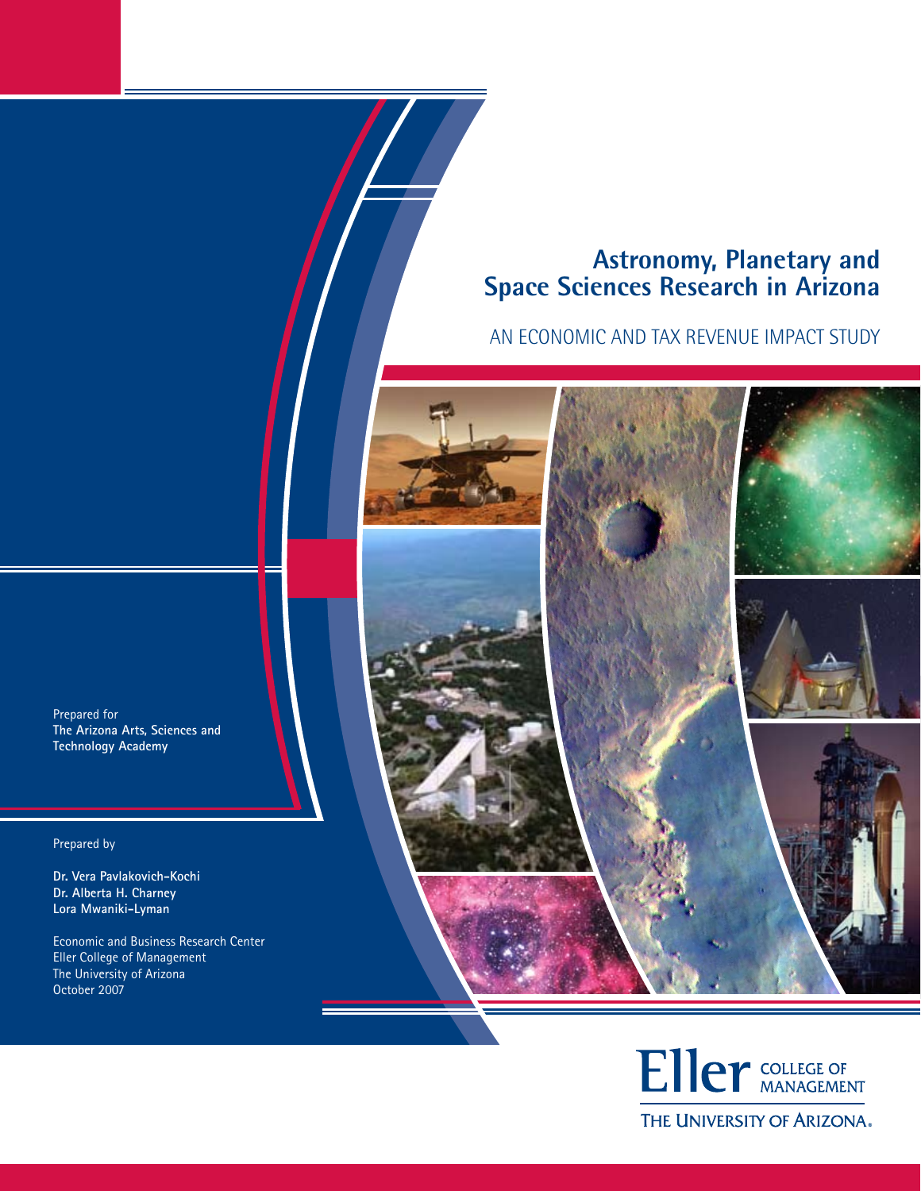# Astronomy, Planetary and Space Sciences Research in Arizona

## AN ECONOMIC AND TAX REVENUE IMPACT STUDY

Prepared for
**The Arizona Arts, Sciences and Technology Academy**

Prepared by

**Dr. Vera Pavlakovich-Kochi**
**Dr. Alberta H. Charney**
**Lora Mwaniki-Lyman**

Economic and Business Research Center
Eller College of Management
The University of Arizona
October 2007

Eller COLLEGE OF MANAGEMENT
THE UNIVERSITY OF ARIZONA.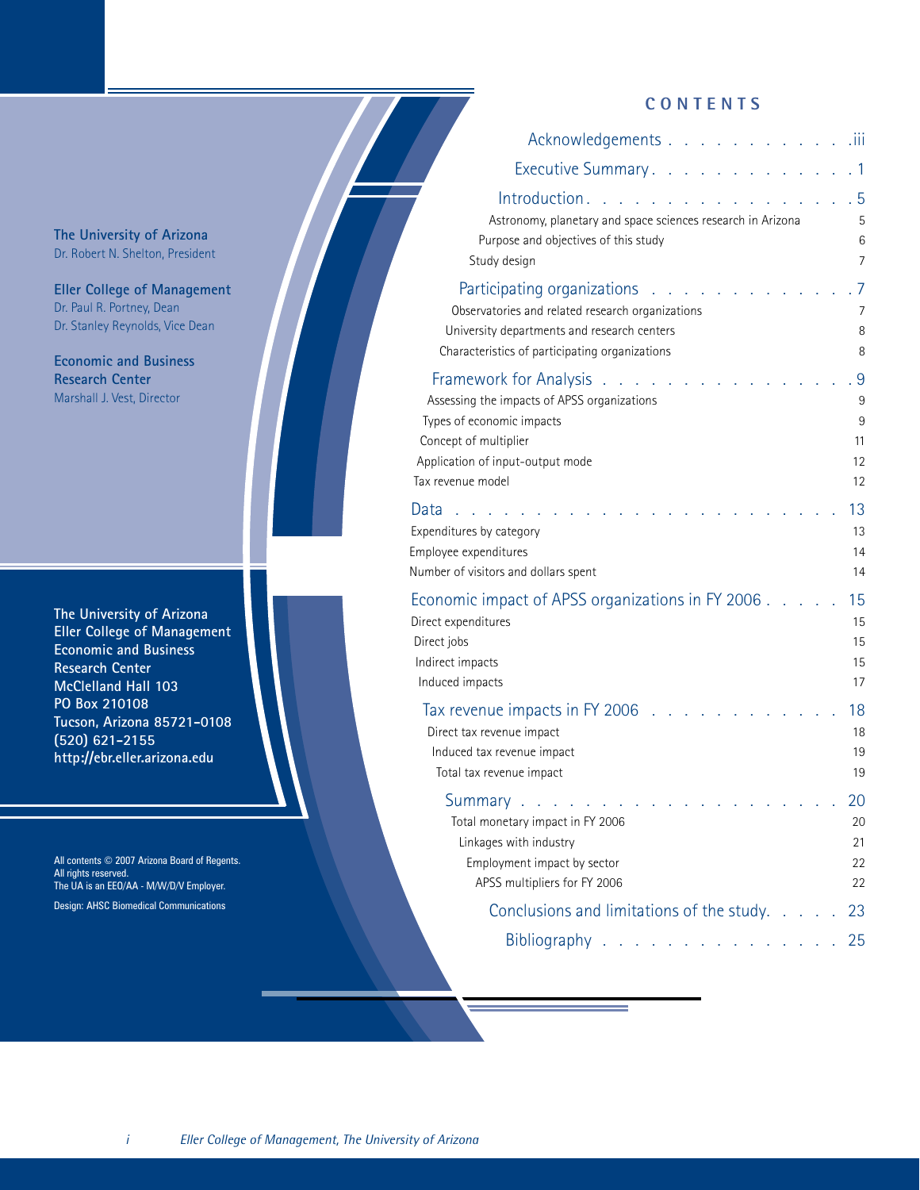**The University of Arizona**
Dr. Robert N. Shelton, President

**Eller College of Management**
Dr. Paul R. Portney, Dean
Dr. Stanley Reynolds, Vice Dean

**Economic and Business Research Center**
Marshall J. Vest, Director

**The University of Arizona**
**Eller College of Management**
**Economic and Business Research Center**
**McClelland Hall 103**
**PO Box 210108**
**Tucson, Arizona 85721-0108**
**(520) 621-2155**
**http://ebr.eller.arizona.edu**

All contents © 2007 Arizona Board of Regents.
All rights reserved.
The UA is an EEO/AA - M/W/D/V Employer.

Design: AHSC Biomedical Communications

# CONTENTS

| | |
|---|---|
| Acknowledgements | iii |
| Executive Summary | 1 |
| Introduction | 5 |
| Astronomy, planetary and space sciences research in Arizona | 5 |
| Purpose and objectives of this study | 6 |
| Study design | 7 |
| Participating organizations | 7 |
| Observatories and related research organizations | 7 |
| University departments and research centers | 8 |
| Characteristics of participating organizations | 8 |
| Framework for Analysis | 9 |
| Assessing the impacts of APSS organizations | 9 |
| Types of economic impacts | 9 |
| Concept of multiplier | 11 |
| Application of input-output mode | 12 |
| Tax revenue model | 12 |
| Data | 13 |
| Expenditures by category | 13 |
| Employee expenditures | 14 |
| Number of visitors and dollars spent | 14 |
| Economic impact of APSS organizations in FY 2006 | 15 |
| Direct expenditures | 15 |
| Direct jobs | 15 |
| Indirect impacts | 15 |
| Induced impacts | 17 |
| Tax revenue impacts in FY 2006 | 18 |
| Direct tax revenue impact | 18 |
| Induced tax revenue impact | 19 |
| Total tax revenue impact | 19 |
| Summary | 20 |
| Total monetary impact in FY 2006 | 20 |
| Linkages with industry | 21 |
| Employment impact by sector | 22 |
| APSS multipliers for FY 2006 | 22 |
| Conclusions and limitations of the study | 23 |
| Bibliography | 25 |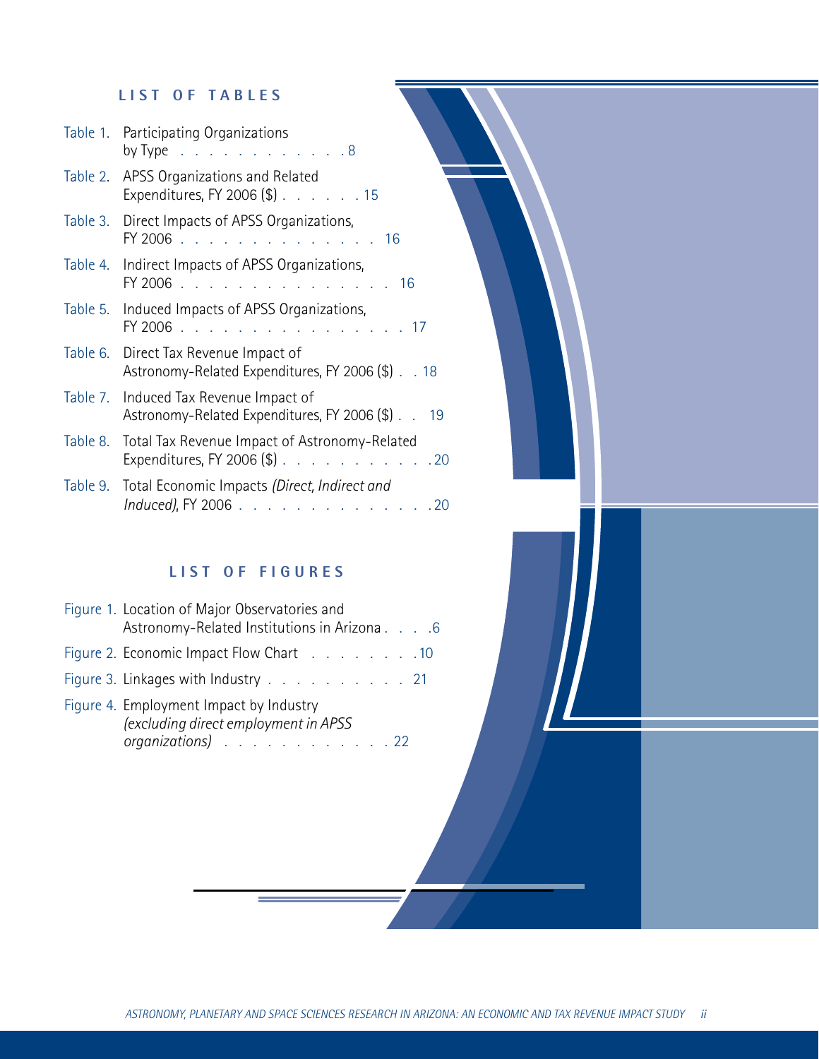## LIST OF TABLES

- Table 1. Participating Organizations by Type . . . . . . . . . . . . . 8
- Table 2. APSS Organizations and Related Expenditures, FY 2006 ($) . . . . . . 15
- Table 3. Direct Impacts of APSS Organizations, FY 2006 . . . . . . . . . . . . . . . 16
- Table 4. Indirect Impacts of APSS Organizations, FY 2006 . . . . . . . . . . . . . . . . 16
- Table 5. Induced Impacts of APSS Organizations, FY 2006 . . . . . . . . . . . . . . . . . 17
- Table 6. Direct Tax Revenue Impact of Astronomy-Related Expenditures, FY 2006 ($) . . 18
- Table 7. Induced Tax Revenue Impact of Astronomy-Related Expenditures, FY 2006 ($) . . 19
- Table 8. Total Tax Revenue Impact of Astronomy-Related Expenditures, FY 2006 ($) . . . . . . . . . . . 20
- Table 9. Total Economic Impacts *(Direct, Indirect and Induced)*, FY 2006 . . . . . . . . . . . . . . 20

## LIST OF FIGURES

- Figure 1. Location of Major Observatories and Astronomy-Related Institutions in Arizona . . . . 6
- Figure 2. Economic Impact Flow Chart . . . . . . . . 10
- Figure 3. Linkages with Industry . . . . . . . . . . . 21
- Figure 4. Employment Impact by Industry *(excluding direct employment in APSS organizations)* . . . . . . . . . . . . 22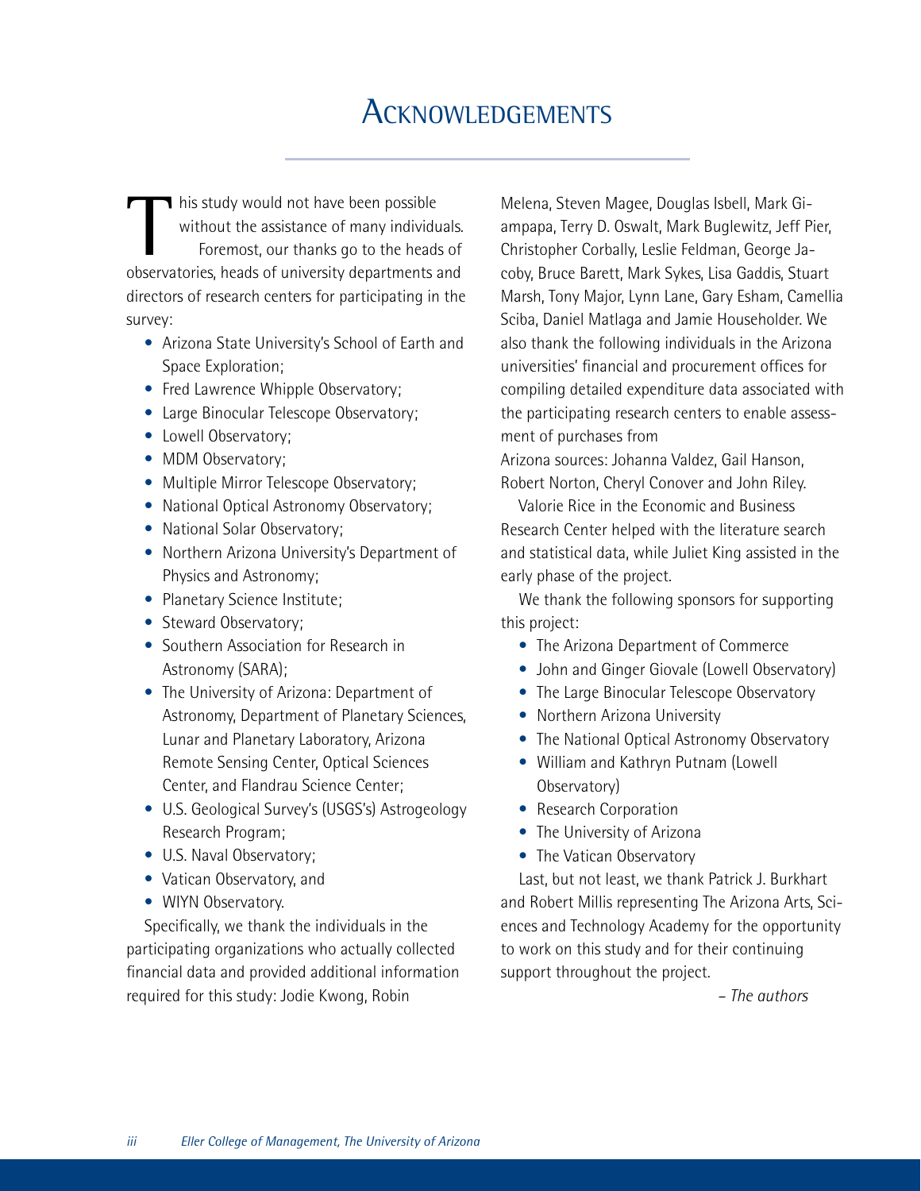# Acknowledgements

This study would not have been possible without the assistance of many individuals. Foremost, our thanks go to the heads of observatories, heads of university departments and directors of research centers for participating in the survey:

- Arizona State University's School of Earth and Space Exploration;
- Fred Lawrence Whipple Observatory;
- Large Binocular Telescope Observatory;
- Lowell Observatory;
- MDM Observatory;
- Multiple Mirror Telescope Observatory;
- National Optical Astronomy Observatory;
- National Solar Observatory;
- Northern Arizona University's Department of Physics and Astronomy;
- Planetary Science Institute;
- Steward Observatory;
- Southern Association for Research in Astronomy (SARA);
- The University of Arizona: Department of Astronomy, Department of Planetary Sciences, Lunar and Planetary Laboratory, Arizona Remote Sensing Center, Optical Sciences Center, and Flandrau Science Center;
- U.S. Geological Survey's (USGS's) Astrogeology Research Program;
- U.S. Naval Observatory;
- Vatican Observatory, and
- WIYN Observatory.

Specifically, we thank the individuals in the participating organizations who actually collected financial data and provided additional information required for this study: Jodie Kwong, Robin Melena, Steven Magee, Douglas Isbell, Mark Giampapa, Terry D. Oswalt, Mark Buglewitz, Jeff Pier, Christopher Corbally, Leslie Feldman, George Jacoby, Bruce Barett, Mark Sykes, Lisa Gaddis, Stuart Marsh, Tony Major, Lynn Lane, Gary Esham, Camellia Sciba, Daniel Matlaga and Jamie Householder. We also thank the following individuals in the Arizona universities' financial and procurement offices for compiling detailed expenditure data associated with the participating research centers to enable assessment of purchases from Arizona sources: Johanna Valdez, Gail Hanson, Robert Norton, Cheryl Conover and John Riley.

Valorie Rice in the Economic and Business Research Center helped with the literature search and statistical data, while Juliet King assisted in the early phase of the project.

We thank the following sponsors for supporting this project:

- The Arizona Department of Commerce
- John and Ginger Giovale (Lowell Observatory)
- The Large Binocular Telescope Observatory
- Northern Arizona University
- The National Optical Astronomy Observatory
- William and Kathryn Putnam (Lowell Observatory)
- Research Corporation
- The University of Arizona
- The Vatican Observatory

Last, but not least, we thank Patrick J. Burkhart and Robert Millis representing The Arizona Arts, Sciences and Technology Academy for the opportunity to work on this study and for their continuing support throughout the project.

*– The authors*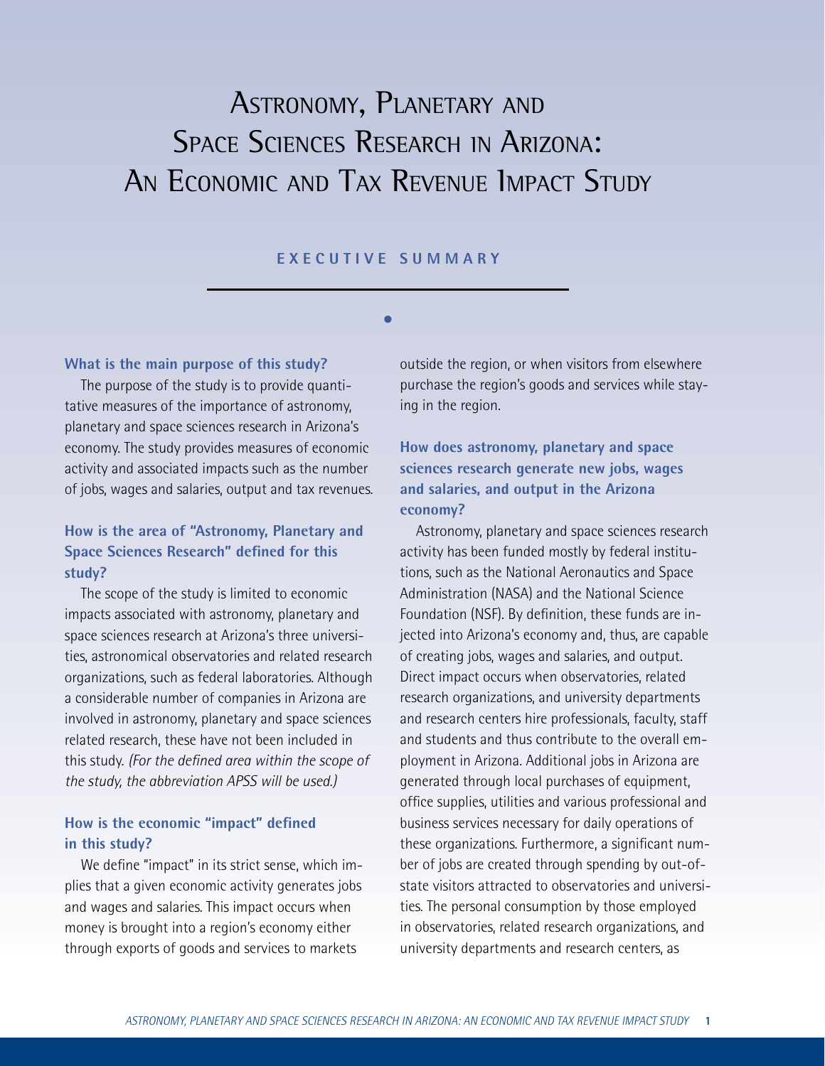# Astronomy, Planetary and Space Sciences Research in Arizona: An Economic and Tax Revenue Impact Study

## EXECUTIVE SUMMARY

### What is the main purpose of this study?

The purpose of the study is to provide quantitative measures of the importance of astronomy, planetary and space sciences research in Arizona's economy. The study provides measures of economic activity and associated impacts such as the number of jobs, wages and salaries, output and tax revenues.

### How is the area of "Astronomy, Planetary and Space Sciences Research" defined for this study?

The scope of the study is limited to economic impacts associated with astronomy, planetary and space sciences research at Arizona's three universities, astronomical observatories and related research organizations, such as federal laboratories. Although a considerable number of companies in Arizona are involved in astronomy, planetary and space sciences related research, these have not been included in this study. *(For the defined area within the scope of the study, the abbreviation APSS will be used.)*

### How is the economic "impact" defined in this study?

We define "impact" in its strict sense, which implies that a given economic activity generates jobs and wages and salaries. This impact occurs when money is brought into a region's economy either through exports of goods and services to markets outside the region, or when visitors from elsewhere purchase the region's goods and services while staying in the region.

### How does astronomy, planetary and space sciences research generate new jobs, wages and salaries, and output in the Arizona economy?

Astronomy, planetary and space sciences research activity has been funded mostly by federal institutions, such as the National Aeronautics and Space Administration (NASA) and the National Science Foundation (NSF). By definition, these funds are injected into Arizona's economy and, thus, are capable of creating jobs, wages and salaries, and output. Direct impact occurs when observatories, related research organizations, and university departments and research centers hire professionals, faculty, staff and students and thus contribute to the overall employment in Arizona. Additional jobs in Arizona are generated through local purchases of equipment, office supplies, utilities and various professional and business services necessary for daily operations of these organizations. Furthermore, a significant number of jobs are created through spending by out-of-state visitors attracted to observatories and universities. The personal consumption by those employed in observatories, related research organizations, and university departments and research centers, as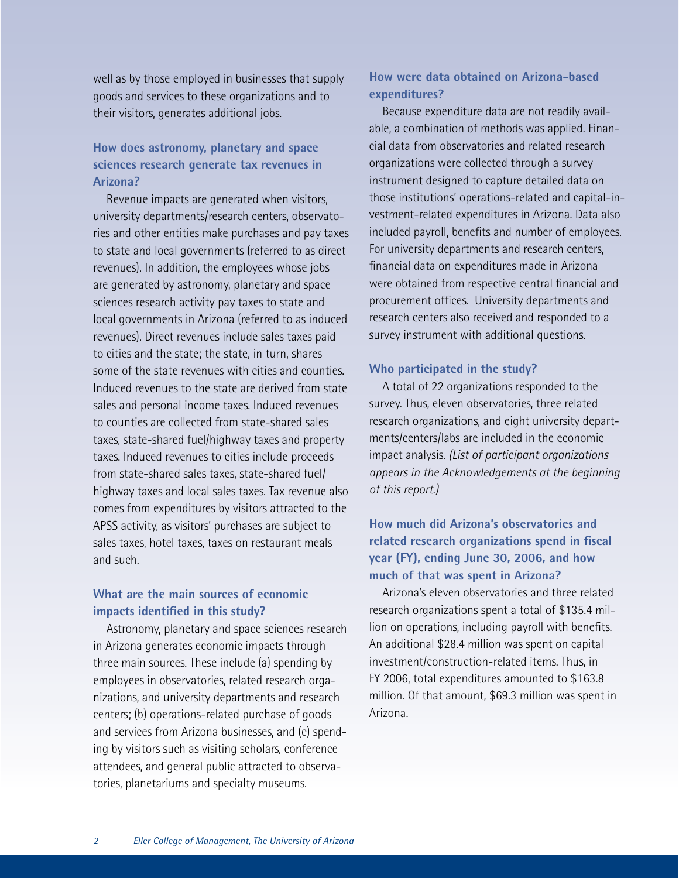well as by those employed in businesses that supply goods and services to these organizations and to their visitors, generates additional jobs.

### How does astronomy, planetary and space sciences research generate tax revenues in Arizona?

Revenue impacts are generated when visitors, university departments/research centers, observatories and other entities make purchases and pay taxes to state and local governments (referred to as direct revenues). In addition, the employees whose jobs are generated by astronomy, planetary and space sciences research activity pay taxes to state and local governments in Arizona (referred to as induced revenues). Direct revenues include sales taxes paid to cities and the state; the state, in turn, shares some of the state revenues with cities and counties. Induced revenues to the state are derived from state sales and personal income taxes. Induced revenues to counties are collected from state-shared sales taxes, state-shared fuel/highway taxes and property taxes. Induced revenues to cities include proceeds from state-shared sales taxes, state-shared fuel/highway taxes and local sales taxes. Tax revenue also comes from expenditures by visitors attracted to the APSS activity, as visitors' purchases are subject to sales taxes, hotel taxes, taxes on restaurant meals and such.

### What are the main sources of economic impacts identified in this study?

Astronomy, planetary and space sciences research in Arizona generates economic impacts through three main sources. These include (a) spending by employees in observatories, related research organizations, and university departments and research centers; (b) operations-related purchase of goods and services from Arizona businesses, and (c) spending by visitors such as visiting scholars, conference attendees, and general public attracted to observatories, planetariums and specialty museums.

### How were data obtained on Arizona-based expenditures?

Because expenditure data are not readily available, a combination of methods was applied. Financial data from observatories and related research organizations were collected through a survey instrument designed to capture detailed data on those institutions' operations-related and capital-investment-related expenditures in Arizona. Data also included payroll, benefits and number of employees. For university departments and research centers, financial data on expenditures made in Arizona were obtained from respective central financial and procurement offices. University departments and research centers also received and responded to a survey instrument with additional questions.

### Who participated in the study?

A total of 22 organizations responded to the survey. Thus, eleven observatories, three related research organizations, and eight university departments/centers/labs are included in the economic impact analysis. *(List of participant organizations appears in the Acknowledgements at the beginning of this report.)*

### How much did Arizona's observatories and related research organizations spend in fiscal year (FY), ending June 30, 2006, and how much of that was spent in Arizona?

Arizona's eleven observatories and three related research organizations spent a total of $135.4 million on operations, including payroll with benefits. An additional $28.4 million was spent on capital investment/construction-related items. Thus, in FY 2006, total expenditures amounted to $163.8 million. Of that amount, $69.3 million was spent in Arizona.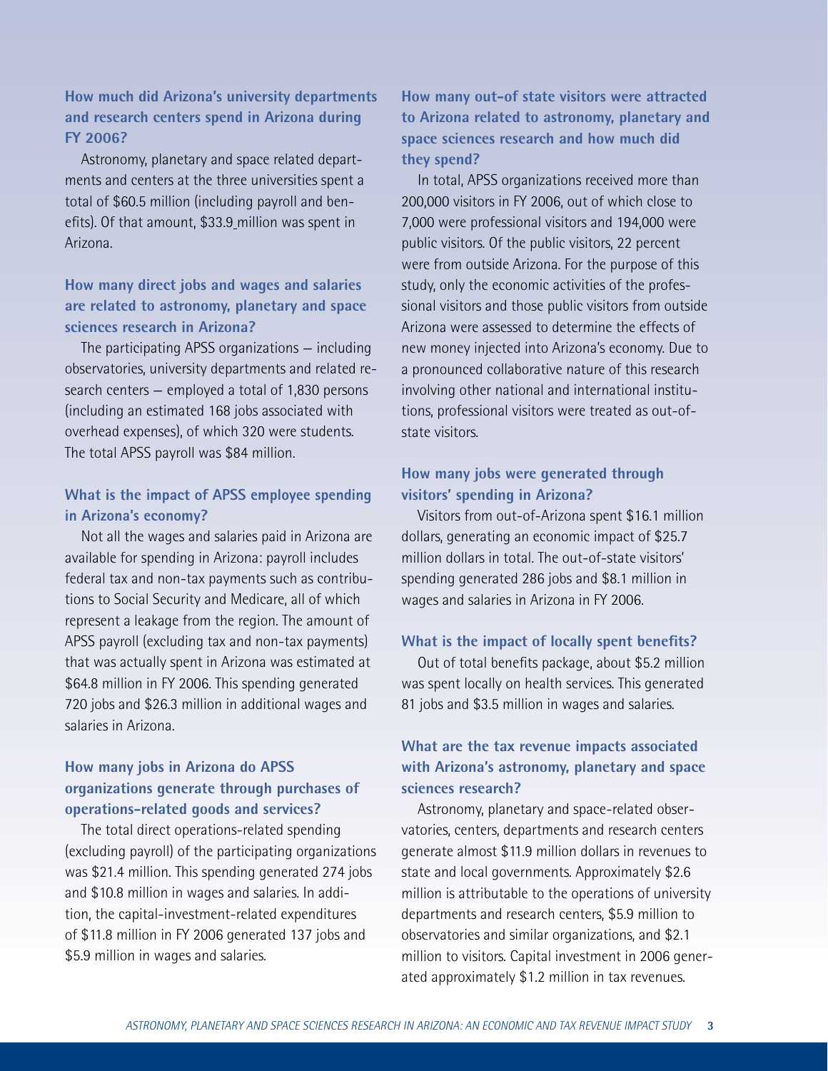### How much did Arizona's university departments and research centers spend in Arizona during FY 2006?

Astronomy, planetary and space related departments and centers at the three universities spent a total of $60.5 million (including payroll and benefits). Of that amount, $33.9 million was spent in Arizona.

### How many direct jobs and wages and salaries are related to astronomy, planetary and space sciences research in Arizona?

The participating APSS organizations – including observatories, university departments and related research centers – employed a total of 1,830 persons (including an estimated 168 jobs associated with overhead expenses), of which 320 were students. The total APSS payroll was $84 million.

### What is the impact of APSS employee spending in Arizona's economy?

Not all the wages and salaries paid in Arizona are available for spending in Arizona: payroll includes federal tax and non-tax payments such as contributions to Social Security and Medicare, all of which represent a leakage from the region. The amount of APSS payroll (excluding tax and non-tax payments) that was actually spent in Arizona was estimated at $64.8 million in FY 2006. This spending generated 720 jobs and $26.3 million in additional wages and salaries in Arizona.

### How many jobs in Arizona do APSS organizations generate through purchases of operations-related goods and services?

The total direct operations-related spending (excluding payroll) of the participating organizations was $21.4 million. This spending generated 274 jobs and $10.8 million in wages and salaries. In addition, the capital-investment-related expenditures of $11.8 million in FY 2006 generated 137 jobs and $5.9 million in wages and salaries.

### How many out-of state visitors were attracted to Arizona related to astronomy, planetary and space sciences research and how much did they spend?

In total, APSS organizations received more than 200,000 visitors in FY 2006, out of which close to 7,000 were professional visitors and 194,000 were public visitors. Of the public visitors, 22 percent were from outside Arizona. For the purpose of this study, only the economic activities of the professional visitors and those public visitors from outside Arizona were assessed to determine the effects of new money injected into Arizona's economy. Due to a pronounced collaborative nature of this research involving other national and international institutions, professional visitors were treated as out-of-state visitors.

### How many jobs were generated through visitors' spending in Arizona?

Visitors from out-of-Arizona spent $16.1 million dollars, generating an economic impact of $25.7 million dollars in total. The out-of-state visitors' spending generated 286 jobs and $8.1 million in wages and salaries in Arizona in FY 2006.

### What is the impact of locally spent benefits?

Out of total benefits package, about $5.2 million was spent locally on health services. This generated 81 jobs and $3.5 million in wages and salaries.

### What are the tax revenue impacts associated with Arizona's astronomy, planetary and space sciences research?

Astronomy, planetary and space-related observatories, centers, departments and research centers generate almost $11.9 million dollars in revenues to state and local governments. Approximately $2.6 million is attributable to the operations of university departments and research centers, $5.9 million to observatories and similar organizations, and $2.1 million to visitors. Capital investment in 2006 generated approximately $1.2 million in tax revenues.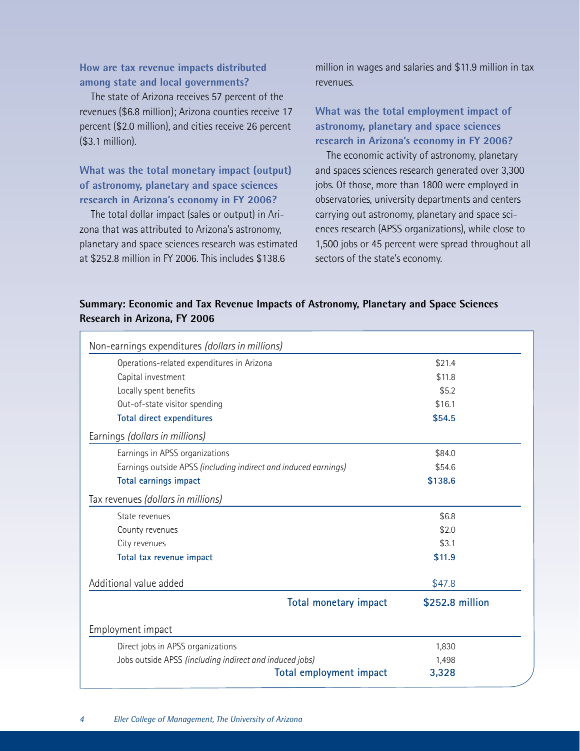### How are tax revenue impacts distributed among state and local governments?

The state of Arizona receives 57 percent of the revenues ($6.8 million); Arizona counties receive 17 percent ($2.0 million), and cities receive 26 percent ($3.1 million).

### What was the total monetary impact (output) of astronomy, planetary and space sciences research in Arizona's economy in FY 2006?

The total dollar impact (sales or output) in Arizona that was attributed to Arizona's astronomy, planetary and space sciences research was estimated at $252.8 million in FY 2006. This includes $138.6 million in wages and salaries and $11.9 million in tax revenues.

### What was the total employment impact of astronomy, planetary and space sciences research in Arizona's economy in FY 2006?

The economic activity of astronomy, planetary and spaces sciences research generated over 3,300 jobs. Of those, more than 1800 were employed in observatories, university departments and centers carrying out astronomy, planetary and space sciences research (APSS organizations), while close to 1,500 jobs or 45 percent were spread throughout all sectors of the state's economy.

**Summary: Economic and Tax Revenue Impacts of Astronomy, Planetary and Space Sciences Research in Arizona, FY 2006**

| | |
|---|---|
| Non-earnings expenditures *(dollars in millions)* | |
| Operations-related expenditures in Arizona | $21.4 |
| Capital investment | $11.8 |
| Locally spent benefits | $5.2 |
| Out-of-state visitor spending | $16.1 |
| **Total direct expenditures** | **$54.5** |
| Earnings *(dollars in millions)* | |
| Earnings in APSS organizations | $84.0 |
| Earnings outside APSS *(including indirect and induced earnings)* | $54.6 |
| **Total earnings impact** | **$138.6** |
| Tax revenues *(dollars in millions)* | |
| State revenues | $6.8 |
| County revenues | $2.0 |
| City revenues | $3.1 |
| **Total tax revenue impact** | **$11.9** |
| Additional value added | $47.8 |
| **Total monetary impact** | **$252.8 million** |
| Employment impact | |
| Direct jobs in APSS organizations | 1,830 |
| Jobs outside APSS *(including indirect and induced jobs)* | 1,498 |
| **Total employment impact** | **3,328** |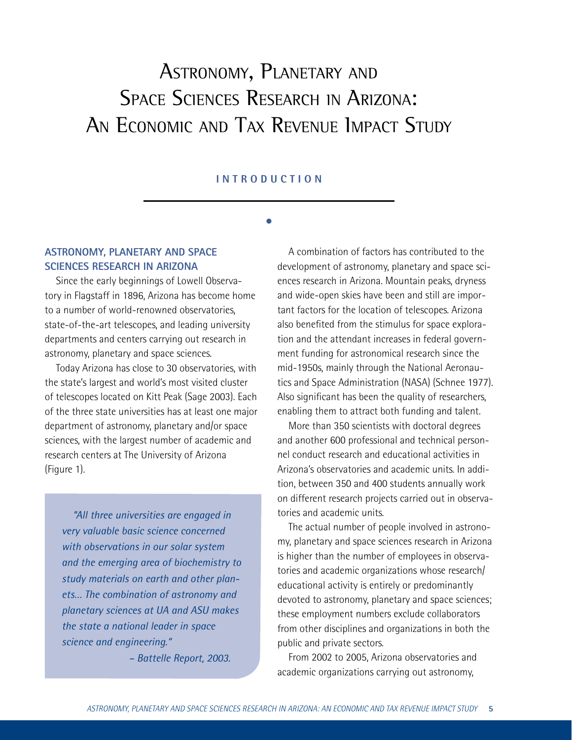# Astronomy, Planetary and Space Sciences Research in Arizona: An Economic and Tax Revenue Impact Study

## INTRODUCTION

### ASTRONOMY, PLANETARY AND SPACE SCIENCES RESEARCH IN ARIZONA

Since the early beginnings of Lowell Observatory in Flagstaff in 1896, Arizona has become home to a number of world-renowned observatories, state-of-the-art telescopes, and leading university departments and centers carrying out research in astronomy, planetary and space sciences.

Today Arizona has close to 30 observatories, with the state's largest and world's most visited cluster of telescopes located on Kitt Peak (Sage 2003). Each of the three state universities has at least one major department of astronomy, planetary and/or space sciences, with the largest number of academic and research centers at The University of Arizona (Figure 1).

> *"All three universities are engaged in very valuable basic science concerned with observations in our solar system and the emerging area of biochemistry to study materials on earth and other planets… The combination of astronomy and planetary sciences at UA and ASU makes the state a national leader in space science and engineering."*
>
> *– Battelle Report, 2003.*

A combination of factors has contributed to the development of astronomy, planetary and space sciences research in Arizona. Mountain peaks, dryness and wide-open skies have been and still are important factors for the location of telescopes. Arizona also benefited from the stimulus for space exploration and the attendant increases in federal government funding for astronomical research since the mid-1950s, mainly through the National Aeronautics and Space Administration (NASA) (Schnee 1977). Also significant has been the quality of researchers, enabling them to attract both funding and talent.

More than 350 scientists with doctoral degrees and another 600 professional and technical personnel conduct research and educational activities in Arizona's observatories and academic units. In addition, between 350 and 400 students annually work on different research projects carried out in observatories and academic units.

The actual number of people involved in astronomy, planetary and space sciences research in Arizona is higher than the number of employees in observatories and academic organizations whose research/educational activity is entirely or predominantly devoted to astronomy, planetary and space sciences; these employment numbers exclude collaborators from other disciplines and organizations in both the public and private sectors.

From 2002 to 2005, Arizona observatories and academic organizations carrying out astronomy,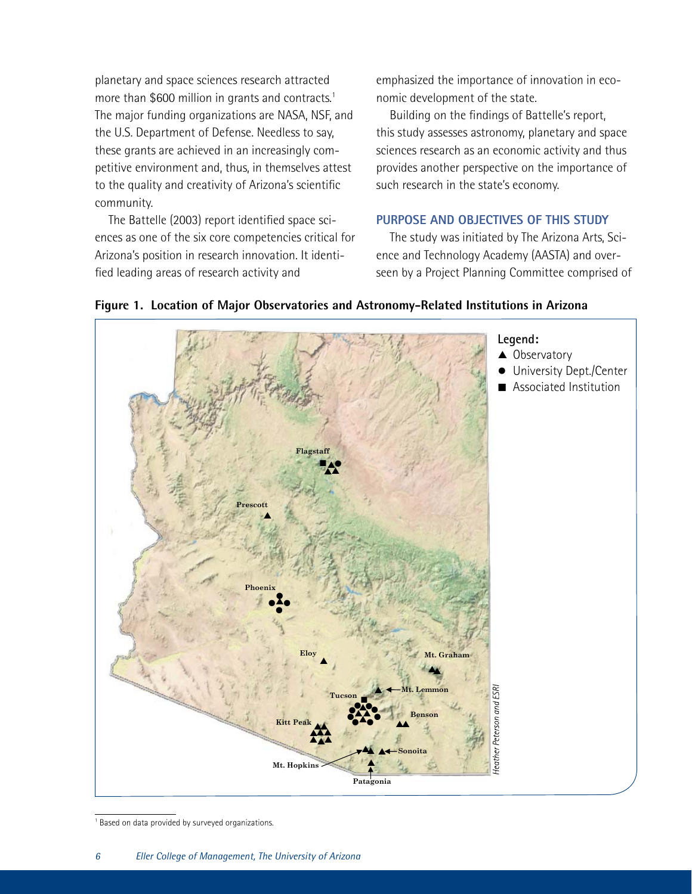planetary and space sciences research attracted more than $600 million in grants and contracts.[1] The major funding organizations are NASA, NSF, and the U.S. Department of Defense. Needless to say, these grants are achieved in an increasingly competitive environment and, thus, in themselves attest to the quality and creativity of Arizona's scientific community.

The Battelle (2003) report identified space sciences as one of the six core competencies critical for Arizona's position in research innovation. It identified leading areas of research activity and emphasized the importance of innovation in economic development of the state.

Building on the findings of Battelle's report, this study assesses astronomy, planetary and space sciences research as an economic activity and thus provides another perspective on the importance of such research in the state's economy.

### PURPOSE AND OBJECTIVES OF THIS STUDY

The study was initiated by The Arizona Arts, Science and Technology Academy (AASTA) and overseen by a Project Planning Committee comprised of

**Figure 1. Location of Major Observatories and Astronomy-Related Institutions in Arizona**

Legend:
▲ Observatory
● University Dept./Center
■ Associated Institution

Flagstaff, Prescott, Phoenix, Eloy, Mt. Graham, Mt. Lemmon, Tucson, Benson, Kitt Peak, Sonoita, Mt. Hopkins, Patagonia

*Heather Peterson and ESRI*

[1] Based on data provided by surveyed organizations.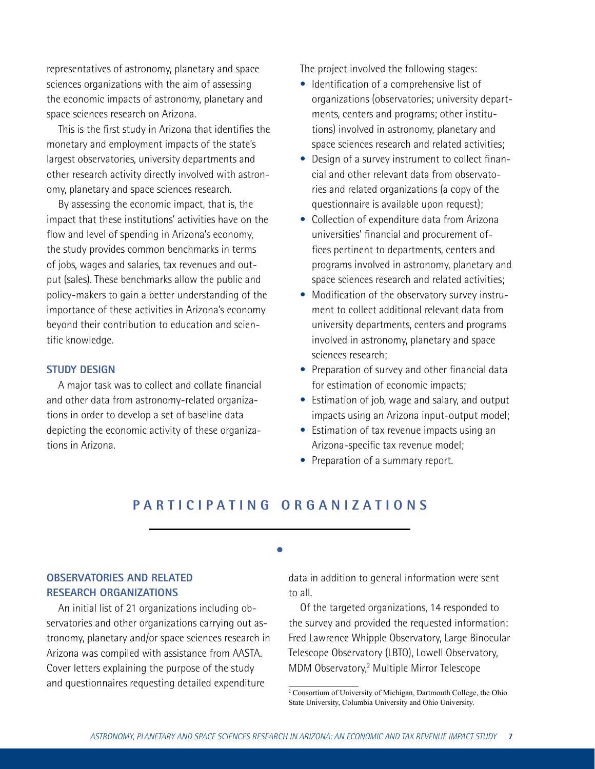representatives of astronomy, planetary and space sciences organizations with the aim of assessing the economic impacts of astronomy, planetary and space sciences research on Arizona.

This is the first study in Arizona that identifies the monetary and employment impacts of the state's largest observatories, university departments and other research activity directly involved with astronomy, planetary and space sciences research.

By assessing the economic impact, that is, the impact that these institutions' activities have on the flow and level of spending in Arizona's economy, the study provides common benchmarks in terms of jobs, wages and salaries, tax revenues and output (sales). These benchmarks allow the public and policy-makers to gain a better understanding of the importance of these activities in Arizona's economy beyond their contribution to education and scientific knowledge.

### STUDY DESIGN

A major task was to collect and collate financial and other data from astronomy-related organizations in order to develop a set of baseline data depicting the economic activity of these organizations in Arizona.

The project involved the following stages:

- Identification of a comprehensive list of organizations (observatories; university departments, centers and programs; other institutions) involved in astronomy, planetary and space sciences research and related activities;
- Design of a survey instrument to collect financial and other relevant data from observatories and related organizations (a copy of the questionnaire is available upon request);
- Collection of expenditure data from Arizona universities' financial and procurement offices pertinent to departments, centers and programs involved in astronomy, planetary and space sciences research and related activities;
- Modification of the observatory survey instrument to collect additional relevant data from university departments, centers and programs involved in astronomy, planetary and space sciences research;
- Preparation of survey and other financial data for estimation of economic impacts;
- Estimation of job, wage and salary, and output impacts using an Arizona input-output model;
- Estimation of tax revenue impacts using an Arizona-specific tax revenue model;
- Preparation of a summary report.

## PARTICIPATING ORGANIZATIONS

### OBSERVATORIES AND RELATED RESEARCH ORGANIZATIONS

An initial list of 21 organizations including observatories and other organizations carrying out astronomy, planetary and/or space sciences research in Arizona was compiled with assistance from AASTA. Cover letters explaining the purpose of the study and questionnaires requesting detailed expenditure data in addition to general information were sent to all.

Of the targeted organizations, 14 responded to the survey and provided the requested information: Fred Lawrence Whipple Observatory, Large Binocular Telescope Observatory (LBTO), Lowell Observatory, MDM Observatory,[2] Multiple Mirror Telescope

[2] Consortium of University of Michigan, Dartmouth College, the Ohio State University, Columbia University and Ohio University.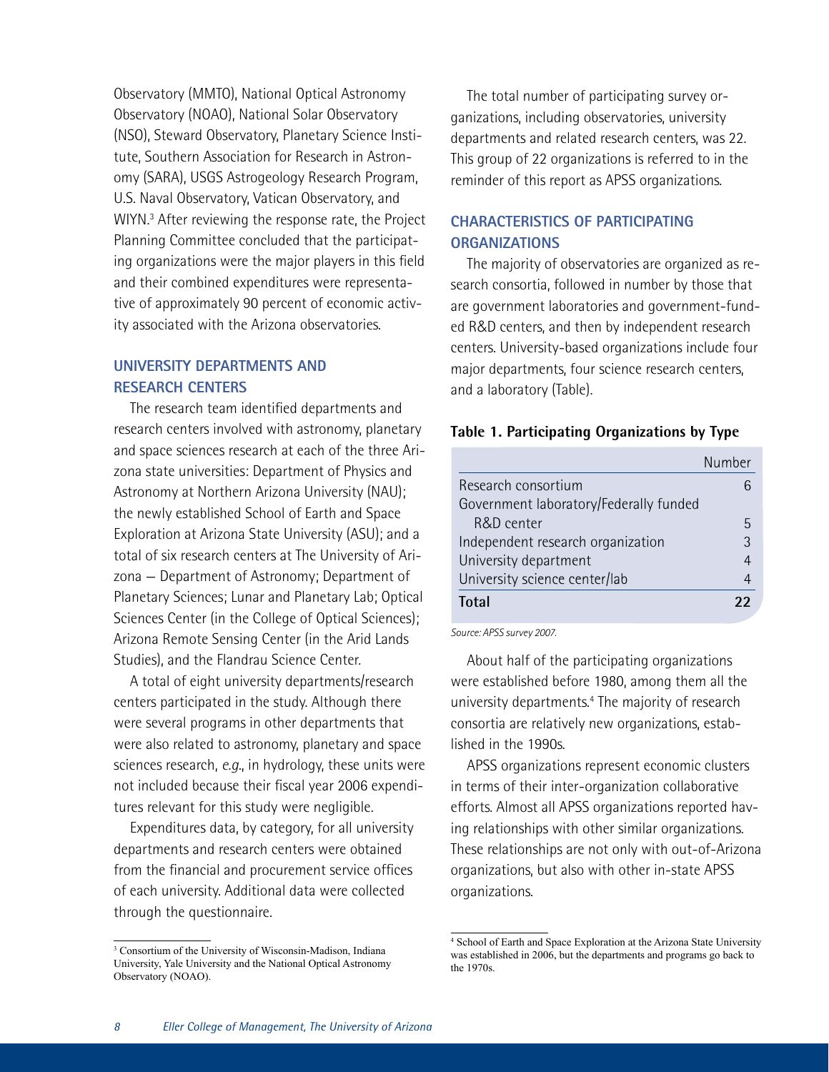Observatory (MMTO), National Optical Astronomy Observatory (NOAO), National Solar Observatory (NSO), Steward Observatory, Planetary Science Institute, Southern Association for Research in Astronomy (SARA), USGS Astrogeology Research Program, U.S. Naval Observatory, Vatican Observatory, and WIYN.[3] After reviewing the response rate, the Project Planning Committee concluded that the participating organizations were the major players in this field and their combined expenditures were representative of approximately 90 percent of economic activity associated with the Arizona observatories.

## UNIVERSITY DEPARTMENTS AND RESEARCH CENTERS

The research team identified departments and research centers involved with astronomy, planetary and space sciences research at each of the three Arizona state universities: Department of Physics and Astronomy at Northern Arizona University (NAU); the newly established School of Earth and Space Exploration at Arizona State University (ASU); and a total of six research centers at The University of Arizona — Department of Astronomy; Department of Planetary Sciences; Lunar and Planetary Lab; Optical Sciences Center (in the College of Optical Sciences); Arizona Remote Sensing Center (in the Arid Lands Studies), and the Flandrau Science Center.

A total of eight university departments/research centers participated in the study. Although there were several programs in other departments that were also related to astronomy, planetary and space sciences research, *e.g.*, in hydrology, these units were not included because their fiscal year 2006 expenditures relevant for this study were negligible.

Expenditures data, by category, for all university departments and research centers were obtained from the financial and procurement service offices of each university. Additional data were collected through the questionnaire.

[3] Consortium of the University of Wisconsin-Madison, Indiana University, Yale University and the National Optical Astronomy Observatory (NOAO).

The total number of participating survey organizations, including observatories, university departments and related research centers, was 22. This group of 22 organizations is referred to in the reminder of this report as APSS organizations.

## CHARACTERISTICS OF PARTICIPATING ORGANIZATIONS

The majority of observatories are organized as research consortia, followed in number by those that are government laboratories and government-funded R&D centers, and then by independent research centers. University-based organizations include four major departments, four science research centers, and a laboratory (Table).

**Table 1. Participating Organizations by Type**

| | Number |
|---|---|
| Research consortium | 6 |
| Government laboratory/Federally funded R&D center | 5 |
| Independent research organization | 3 |
| University department | 4 |
| University science center/lab | 4 |
| **Total** | **22** |

*Source: APSS survey 2007.*

About half of the participating organizations were established before 1980, among them all the university departments.[4] The majority of research consortia are relatively new organizations, established in the 1990s.

APSS organizations represent economic clusters in terms of their inter-organization collaborative efforts. Almost all APSS organizations reported having relationships with other similar organizations. These relationships are not only with out-of-Arizona organizations, but also with other in-state APSS organizations.

[4] School of Earth and Space Exploration at the Arizona State University was established in 2006, but the departments and programs go back to the 1970s.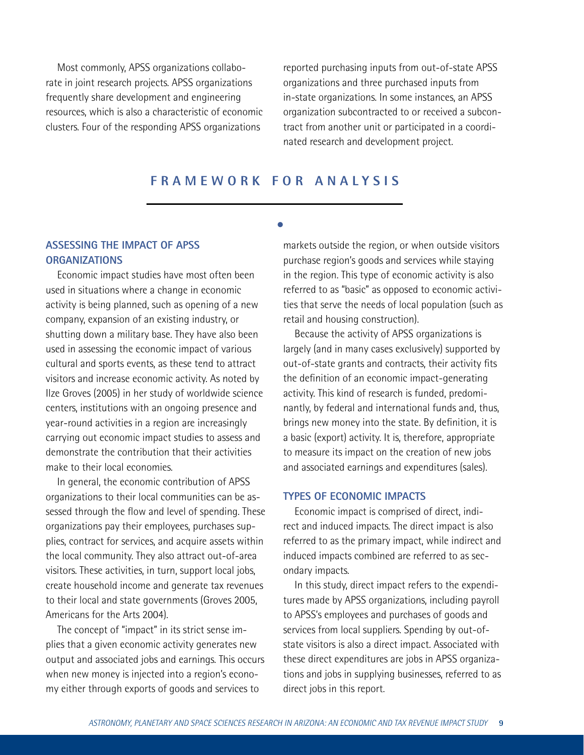Most commonly, APSS organizations collaborate in joint research projects. APSS organizations frequently share development and engineering resources, which is also a characteristic of economic clusters. Four of the responding APSS organizations reported purchasing inputs from out-of-state APSS organizations and three purchased inputs from in-state organizations. In some instances, an APSS organization subcontracted to or received a subcontract from another unit or participated in a coordinated research and development project.

## FRAMEWORK FOR ANALYSIS

### ASSESSING THE IMPACT OF APSS ORGANIZATIONS

Economic impact studies have most often been used in situations where a change in economic activity is being planned, such as opening of a new company, expansion of an existing industry, or shutting down a military base. They have also been used in assessing the economic impact of various cultural and sports events, as these tend to attract visitors and increase economic activity. As noted by Ilze Groves (2005) in her study of worldwide science centers, institutions with an ongoing presence and year-round activities in a region are increasingly carrying out economic impact studies to assess and demonstrate the contribution that their activities make to their local economies.

In general, the economic contribution of APSS organizations to their local communities can be assessed through the flow and level of spending. These organizations pay their employees, purchases supplies, contract for services, and acquire assets within the local community. They also attract out-of-area visitors. These activities, in turn, support local jobs, create household income and generate tax revenues to their local and state governments (Groves 2005, Americans for the Arts 2004).

The concept of "impact" in its strict sense implies that a given economic activity generates new output and associated jobs and earnings. This occurs when new money is injected into a region's economy either through exports of goods and services to markets outside the region, or when outside visitors purchase region's goods and services while staying in the region. This type of economic activity is also referred to as "basic" as opposed to economic activities that serve the needs of local population (such as retail and housing construction).

Because the activity of APSS organizations is largely (and in many cases exclusively) supported by out-of-state grants and contracts, their activity fits the definition of an economic impact-generating activity. This kind of research is funded, predominantly, by federal and international funds and, thus, brings new money into the state. By definition, it is a basic (export) activity. It is, therefore, appropriate to measure its impact on the creation of new jobs and associated earnings and expenditures (sales).

### TYPES OF ECONOMIC IMPACTS

Economic impact is comprised of direct, indirect and induced impacts. The direct impact is also referred to as the primary impact, while indirect and induced impacts combined are referred to as secondary impacts.

In this study, direct impact refers to the expenditures made by APSS organizations, including payroll to APSS's employees and purchases of goods and services from local suppliers. Spending by out-of-state visitors is also a direct impact. Associated with these direct expenditures are jobs in APSS organizations and jobs in supplying businesses, referred to as direct jobs in this report.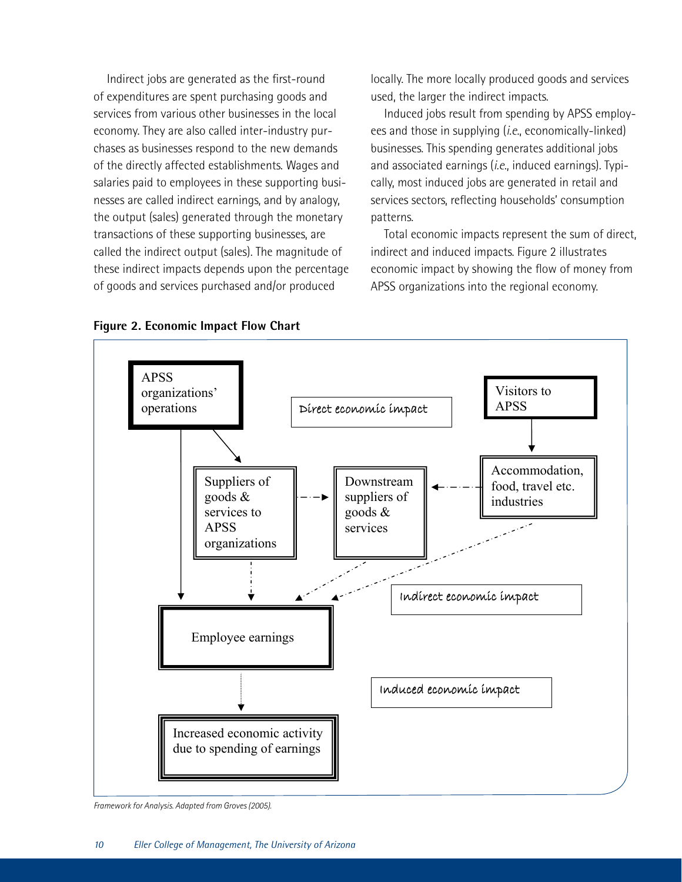Indirect jobs are generated as the first-round of expenditures are spent purchasing goods and services from various other businesses in the local economy. They are also called inter-industry purchases as businesses respond to the new demands of the directly affected establishments. Wages and salaries paid to employees in these supporting businesses are called indirect earnings, and by analogy, the output (sales) generated through the monetary transactions of these supporting businesses, are called the indirect output (sales). The magnitude of these indirect impacts depends upon the percentage of goods and services purchased and/or produced locally. The more locally produced goods and services used, the larger the indirect impacts.

Induced jobs result from spending by APSS employees and those in supplying (*i.e.*, economically-linked) businesses. This spending generates additional jobs and associated earnings (*i.e.*, induced earnings). Typically, most induced jobs are generated in retail and services sectors, reflecting households' consumption patterns.

Total economic impacts represent the sum of direct, indirect and induced impacts. Figure 2 illustrates economic impact by showing the flow of money from APSS organizations into the regional economy.

**Figure 2. Economic Impact Flow Chart**

APSS organizations' operations

Direct economic impact

Visitors to APSS

Suppliers of goods & services to APSS organizations

Downstream suppliers of goods & services

Accommodation, food, travel etc. industries

Indirect economic impact

Employee earnings

Induced economic impact

Increased economic activity due to spending of earnings

*Framework for Analysis. Adapted from Groves (2005).*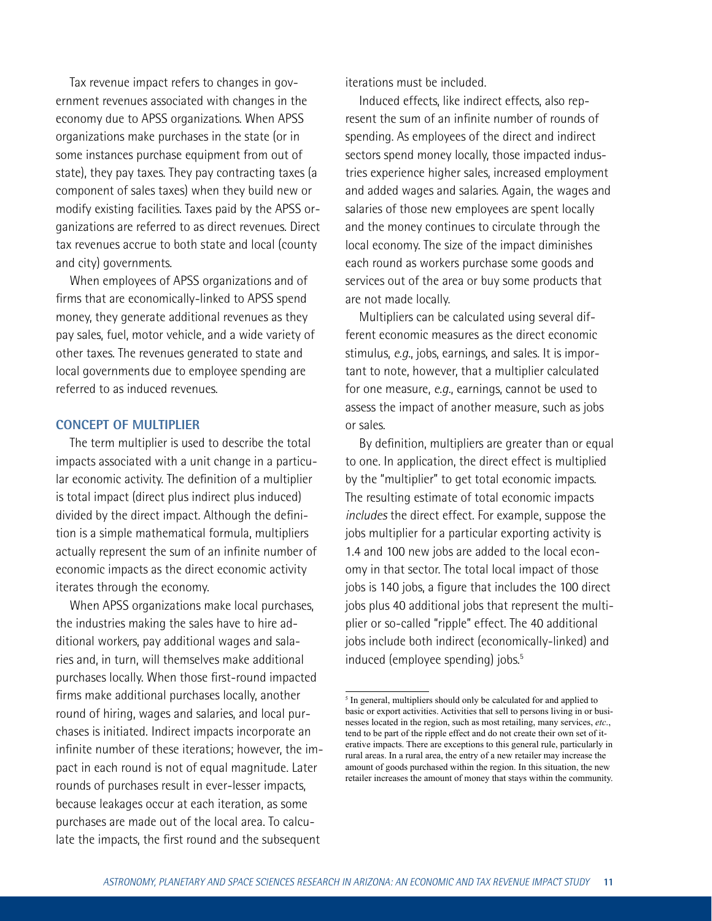Tax revenue impact refers to changes in government revenues associated with changes in the economy due to APSS organizations. When APSS organizations make purchases in the state (or in some instances purchase equipment from out of state), they pay taxes. They pay contracting taxes (a component of sales taxes) when they build new or modify existing facilities. Taxes paid by the APSS organizations are referred to as direct revenues. Direct tax revenues accrue to both state and local (county and city) governments.

When employees of APSS organizations and of firms that are economically-linked to APSS spend money, they generate additional revenues as they pay sales, fuel, motor vehicle, and a wide variety of other taxes. The revenues generated to state and local governments due to employee spending are referred to as induced revenues.

## CONCEPT OF MULTIPLIER

The term multiplier is used to describe the total impacts associated with a unit change in a particular economic activity. The definition of a multiplier is total impact (direct plus indirect plus induced) divided by the direct impact. Although the definition is a simple mathematical formula, multipliers actually represent the sum of an infinite number of economic impacts as the direct economic activity iterates through the economy.

When APSS organizations make local purchases, the industries making the sales have to hire additional workers, pay additional wages and salaries and, in turn, will themselves make additional purchases locally. When those first-round impacted firms make additional purchases locally, another round of hiring, wages and salaries, and local purchases is initiated. Indirect impacts incorporate an infinite number of these iterations; however, the impact in each round is not of equal magnitude. Later rounds of purchases result in ever-lesser impacts, because leakages occur at each iteration, as some purchases are made out of the local area. To calculate the impacts, the first round and the subsequent iterations must be included.

Induced effects, like indirect effects, also represent the sum of an infinite number of rounds of spending. As employees of the direct and indirect sectors spend money locally, those impacted industries experience higher sales, increased employment and added wages and salaries. Again, the wages and salaries of those new employees are spent locally and the money continues to circulate through the local economy. The size of the impact diminishes each round as workers purchase some goods and services out of the area or buy some products that are not made locally.

Multipliers can be calculated using several different economic measures as the direct economic stimulus, *e.g.*, jobs, earnings, and sales. It is important to note, however, that a multiplier calculated for one measure, *e.g.*, earnings, cannot be used to assess the impact of another measure, such as jobs or sales.

By definition, multipliers are greater than or equal to one. In application, the direct effect is multiplied by the "multiplier" to get total economic impacts. The resulting estimate of total economic impacts *includes* the direct effect. For example, suppose the jobs multiplier for a particular exporting activity is 1.4 and 100 new jobs are added to the local economy in that sector. The total local impact of those jobs is 140 jobs, a figure that includes the 100 direct jobs plus 40 additional jobs that represent the multiplier or so-called "ripple" effect. The 40 additional jobs include both indirect (economically-linked) and induced (employee spending) jobs.[5]

---

[5] In general, multipliers should only be calculated for and applied to basic or export activities. Activities that sell to persons living in or businesses located in the region, such as most retailing, many services, *etc*., tend to be part of the ripple effect and do not create their own set of iterative impacts. There are exceptions to this general rule, particularly in rural areas. In a rural area, the entry of a new retailer may increase the amount of goods purchased within the region. In this situation, the new retailer increases the amount of money that stays within the community.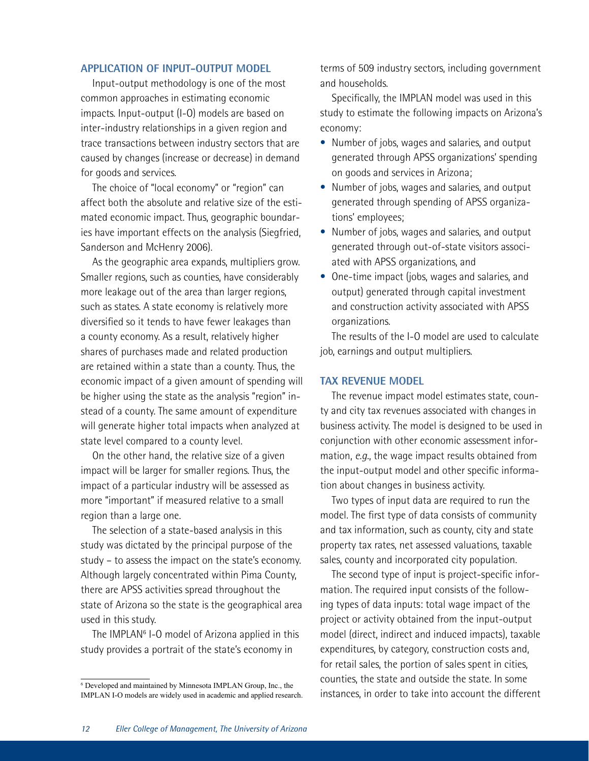## APPLICATION OF INPUT-OUTPUT MODEL

Input-output methodology is one of the most common approaches in estimating economic impacts. Input-output (I-O) models are based on inter-industry relationships in a given region and trace transactions between industry sectors that are caused by changes (increase or decrease) in demand for goods and services.

The choice of "local economy" or "region" can affect both the absolute and relative size of the estimated economic impact. Thus, geographic boundaries have important effects on the analysis (Siegfried, Sanderson and McHenry 2006).

As the geographic area expands, multipliers grow. Smaller regions, such as counties, have considerably more leakage out of the area than larger regions, such as states. A state economy is relatively more diversified so it tends to have fewer leakages than a county economy. As a result, relatively higher shares of purchases made and related production are retained within a state than a county. Thus, the economic impact of a given amount of spending will be higher using the state as the analysis "region" instead of a county. The same amount of expenditure will generate higher total impacts when analyzed at state level compared to a county level.

On the other hand, the relative size of a given impact will be larger for smaller regions. Thus, the impact of a particular industry will be assessed as more "important" if measured relative to a small region than a large one.

The selection of a state-based analysis in this study was dictated by the principal purpose of the study – to assess the impact on the state's economy. Although largely concentrated within Pima County, there are APSS activities spread throughout the state of Arizona so the state is the geographical area used in this study.

The IMPLAN[6] I-O model of Arizona applied in this study provides a portrait of the state's economy in terms of 509 industry sectors, including government and households.

Specifically, the IMPLAN model was used in this study to estimate the following impacts on Arizona's economy:

- Number of jobs, wages and salaries, and output generated through APSS organizations' spending on goods and services in Arizona;
- Number of jobs, wages and salaries, and output generated through spending of APSS organizations' employees;
- Number of jobs, wages and salaries, and output generated through out-of-state visitors associated with APSS organizations, and
- One-time impact (jobs, wages and salaries, and output) generated through capital investment and construction activity associated with APSS organizations.

The results of the I-O model are used to calculate job, earnings and output multipliers.

## TAX REVENUE MODEL

The revenue impact model estimates state, county and city tax revenues associated with changes in business activity. The model is designed to be used in conjunction with other economic assessment information, *e.g.*, the wage impact results obtained from the input-output model and other specific information about changes in business activity.

Two types of input data are required to run the model. The first type of data consists of community and tax information, such as county, city and state property tax rates, net assessed valuations, taxable sales, county and incorporated city population.

The second type of input is project-specific information. The required input consists of the following types of data inputs: total wage impact of the project or activity obtained from the input-output model (direct, indirect and induced impacts), taxable expenditures, by category, construction costs and, for retail sales, the portion of sales spent in cities, counties, the state and outside the state. In some instances, in order to take into account the different

[6] Developed and maintained by Minnesota IMPLAN Group, Inc., the IMPLAN I-O models are widely used in academic and applied research.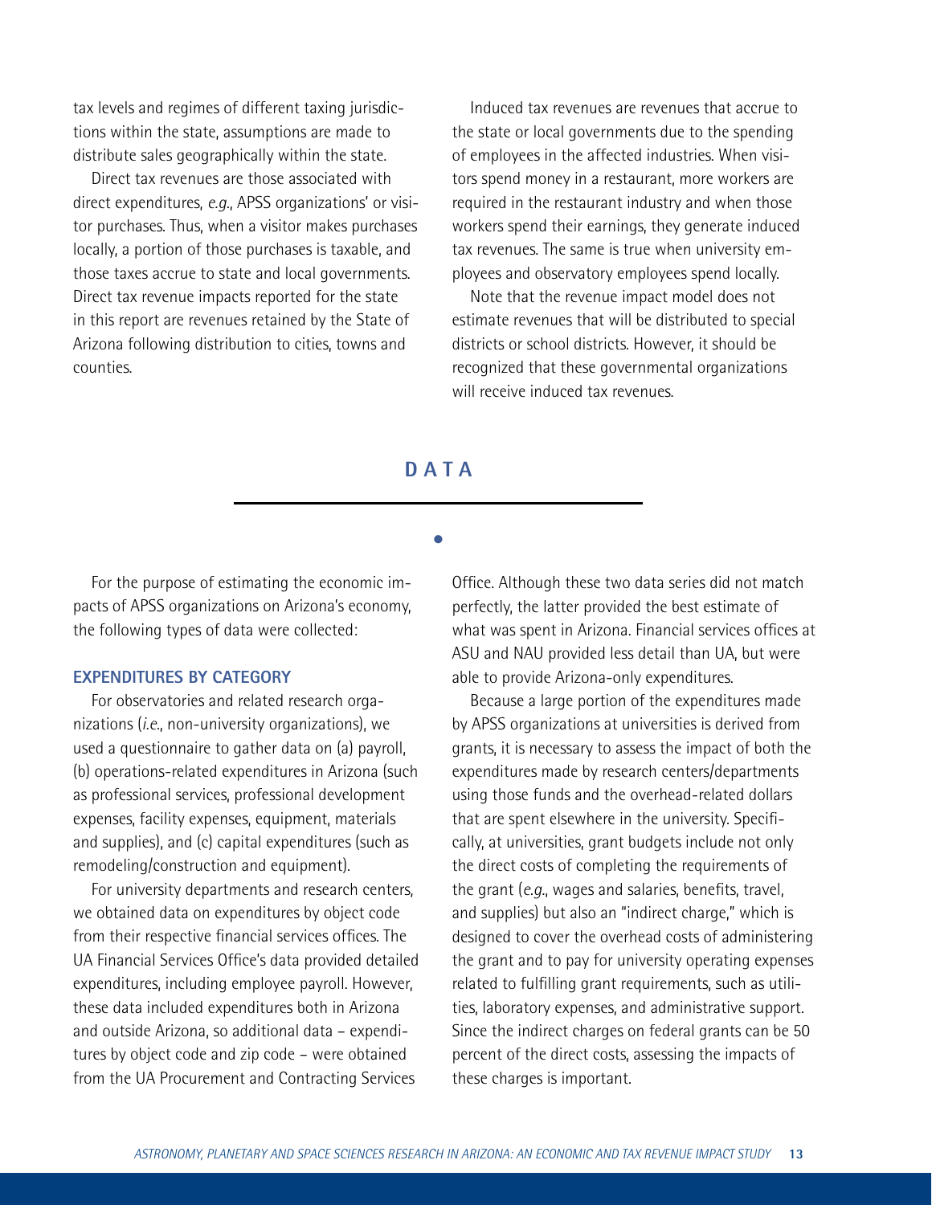tax levels and regimes of different taxing jurisdictions within the state, assumptions are made to distribute sales geographically within the state.

Direct tax revenues are those associated with direct expenditures, *e.g.*, APSS organizations' or visitor purchases. Thus, when a visitor makes purchases locally, a portion of those purchases is taxable, and those taxes accrue to state and local governments. Direct tax revenue impacts reported for the state in this report are revenues retained by the State of Arizona following distribution to cities, towns and counties.

Induced tax revenues are revenues that accrue to the state or local governments due to the spending of employees in the affected industries. When visitors spend money in a restaurant, more workers are required in the restaurant industry and when those workers spend their earnings, they generate induced tax revenues. The same is true when university employees and observatory employees spend locally.

Note that the revenue impact model does not estimate revenues that will be distributed to special districts or school districts. However, it should be recognized that these governmental organizations will receive induced tax revenues.

# DATA

For the purpose of estimating the economic impacts of APSS organizations on Arizona's economy, the following types of data were collected:

### EXPENDITURES BY CATEGORY

For observatories and related research organizations (*i.e.*, non-university organizations), we used a questionnaire to gather data on (a) payroll, (b) operations-related expenditures in Arizona (such as professional services, professional development expenses, facility expenses, equipment, materials and supplies), and (c) capital expenditures (such as remodeling/construction and equipment).

For university departments and research centers, we obtained data on expenditures by object code from their respective financial services offices. The UA Financial Services Office's data provided detailed expenditures, including employee payroll. However, these data included expenditures both in Arizona and outside Arizona, so additional data – expenditures by object code and zip code – were obtained from the UA Procurement and Contracting Services Office. Although these two data series did not match perfectly, the latter provided the best estimate of what was spent in Arizona. Financial services offices at ASU and NAU provided less detail than UA, but were able to provide Arizona-only expenditures.

Because a large portion of the expenditures made by APSS organizations at universities is derived from grants, it is necessary to assess the impact of both the expenditures made by research centers/departments using those funds and the overhead-related dollars that are spent elsewhere in the university. Specifically, at universities, grant budgets include not only the direct costs of completing the requirements of the grant (*e.g.*, wages and salaries, benefits, travel, and supplies) but also an "indirect charge," which is designed to cover the overhead costs of administering the grant and to pay for university operating expenses related to fulfilling grant requirements, such as utilities, laboratory expenses, and administrative support. Since the indirect charges on federal grants can be 50 percent of the direct costs, assessing the impacts of these charges is important.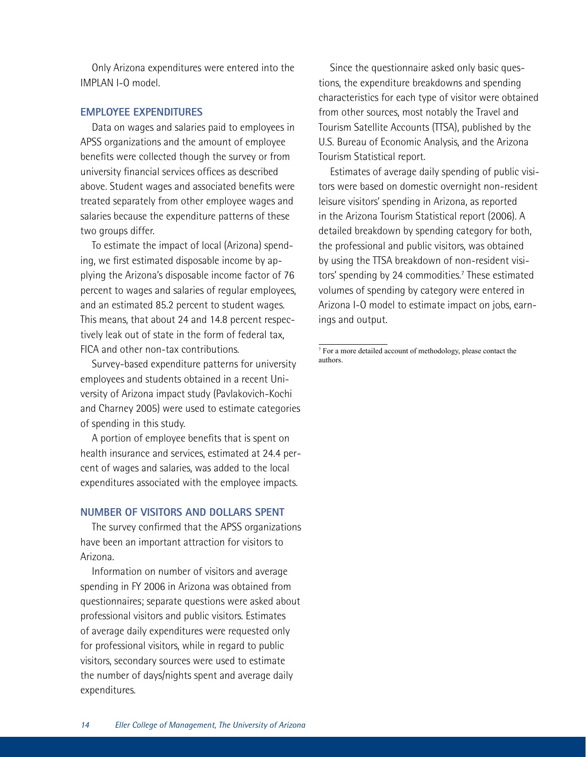Only Arizona expenditures were entered into the IMPLAN I-O model.

## EMPLOYEE EXPENDITURES

Data on wages and salaries paid to employees in APSS organizations and the amount of employee benefits were collected though the survey or from university financial services offices as described above. Student wages and associated benefits were treated separately from other employee wages and salaries because the expenditure patterns of these two groups differ.

To estimate the impact of local (Arizona) spending, we first estimated disposable income by applying the Arizona's disposable income factor of 76 percent to wages and salaries of regular employees, and an estimated 85.2 percent to student wages. This means, that about 24 and 14.8 percent respectively leak out of state in the form of federal tax, FICA and other non-tax contributions.

Survey-based expenditure patterns for university employees and students obtained in a recent University of Arizona impact study (Pavlakovich-Kochi and Charney 2005) were used to estimate categories of spending in this study.

A portion of employee benefits that is spent on health insurance and services, estimated at 24.4 percent of wages and salaries, was added to the local expenditures associated with the employee impacts.

## NUMBER OF VISITORS AND DOLLARS SPENT

The survey confirmed that the APSS organizations have been an important attraction for visitors to Arizona.

Information on number of visitors and average spending in FY 2006 in Arizona was obtained from questionnaires; separate questions were asked about professional visitors and public visitors. Estimates of average daily expenditures were requested only for professional visitors, while in regard to public visitors, secondary sources were used to estimate the number of days/nights spent and average daily expenditures.

Since the questionnaire asked only basic questions, the expenditure breakdowns and spending characteristics for each type of visitor were obtained from other sources, most notably the Travel and Tourism Satellite Accounts (TTSA), published by the U.S. Bureau of Economic Analysis, and the Arizona Tourism Statistical report.

Estimates of average daily spending of public visitors were based on domestic overnight non-resident leisure visitors' spending in Arizona, as reported in the Arizona Tourism Statistical report (2006). A detailed breakdown by spending category for both, the professional and public visitors, was obtained by using the TTSA breakdown of non-resident visitors' spending by 24 commodities.[7] These estimated volumes of spending by category were entered in Arizona I-O model to estimate impact on jobs, earnings and output.

---

[7] For a more detailed account of methodology, please contact the authors.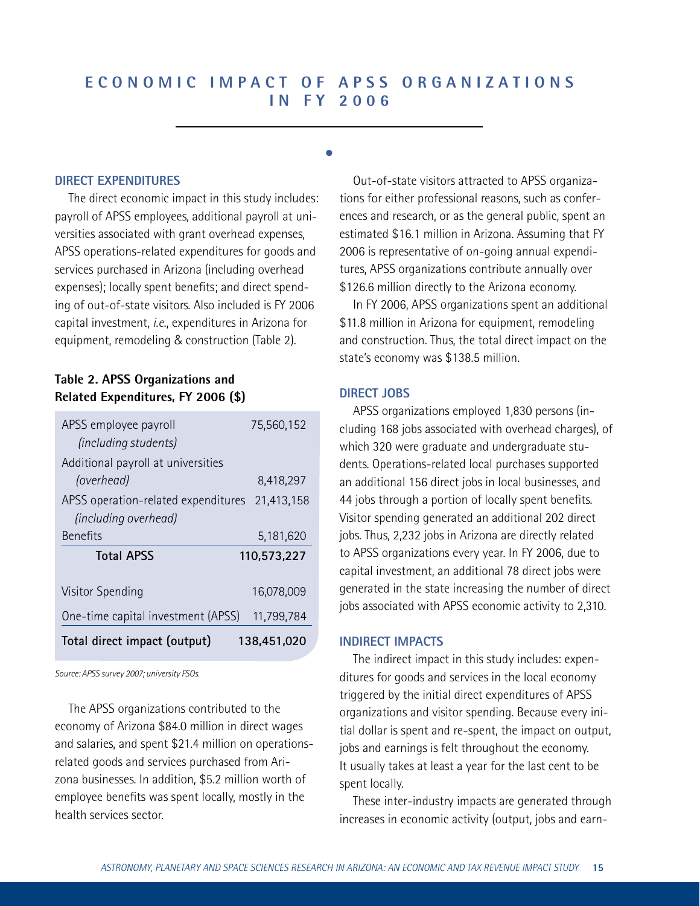# ECONOMIC IMPACT OF APSS ORGANIZATIONS IN FY 2006

## DIRECT EXPENDITURES

The direct economic impact in this study includes: payroll of APSS employees, additional payroll at universities associated with grant overhead expenses, APSS operations-related expenditures for goods and services purchased in Arizona (including overhead expenses); locally spent benefits; and direct spending of out-of-state visitors. Also included is FY 2006 capital investment, *i.e.*, expenditures in Arizona for equipment, remodeling & construction (Table 2).

**Table 2. APSS Organizations and Related Expenditures, FY 2006 ($)**

| | |
|---|---|
| APSS employee payroll *(including students)* | 75,560,152 |
| Additional payroll at universities *(overhead)* | 8,418,297 |
| APSS operation-related expenditures *(including overhead)* | 21,413,158 |
| Benefits | 5,181,620 |
| **Total APSS** | **110,573,227** |
| Visitor Spending | 16,078,009 |
| One-time capital investment (APSS) | 11,799,784 |
| **Total direct impact (output)** | **138,451,020** |

*Source: APSS survey 2007; university FSOs.*

The APSS organizations contributed to the economy of Arizona $84.0 million in direct wages and salaries, and spent $21.4 million on operations-related goods and services purchased from Arizona businesses. In addition, $5.2 million worth of employee benefits was spent locally, mostly in the health services sector.

Out-of-state visitors attracted to APSS organizations for either professional reasons, such as conferences and research, or as the general public, spent an estimated $16.1 million in Arizona. Assuming that FY 2006 is representative of on-going annual expenditures, APSS organizations contribute annually over $126.6 million directly to the Arizona economy.

In FY 2006, APSS organizations spent an additional $11.8 million in Arizona for equipment, remodeling and construction. Thus, the total direct impact on the state's economy was $138.5 million.

## DIRECT JOBS

APSS organizations employed 1,830 persons (including 168 jobs associated with overhead charges), of which 320 were graduate and undergraduate students. Operations-related local purchases supported an additional 156 direct jobs in local businesses, and 44 jobs through a portion of locally spent benefits. Visitor spending generated an additional 202 direct jobs. Thus, 2,232 jobs in Arizona are directly related to APSS organizations every year. In FY 2006, due to capital investment, an additional 78 direct jobs were generated in the state increasing the number of direct jobs associated with APSS economic activity to 2,310.

## INDIRECT IMPACTS

The indirect impact in this study includes: expenditures for goods and services in the local economy triggered by the initial direct expenditures of APSS organizations and visitor spending. Because every initial dollar is spent and re-spent, the impact on output, jobs and earnings is felt throughout the economy. It usually takes at least a year for the last cent to be spent locally.

These inter-industry impacts are generated through increases in economic activity (output, jobs and earn-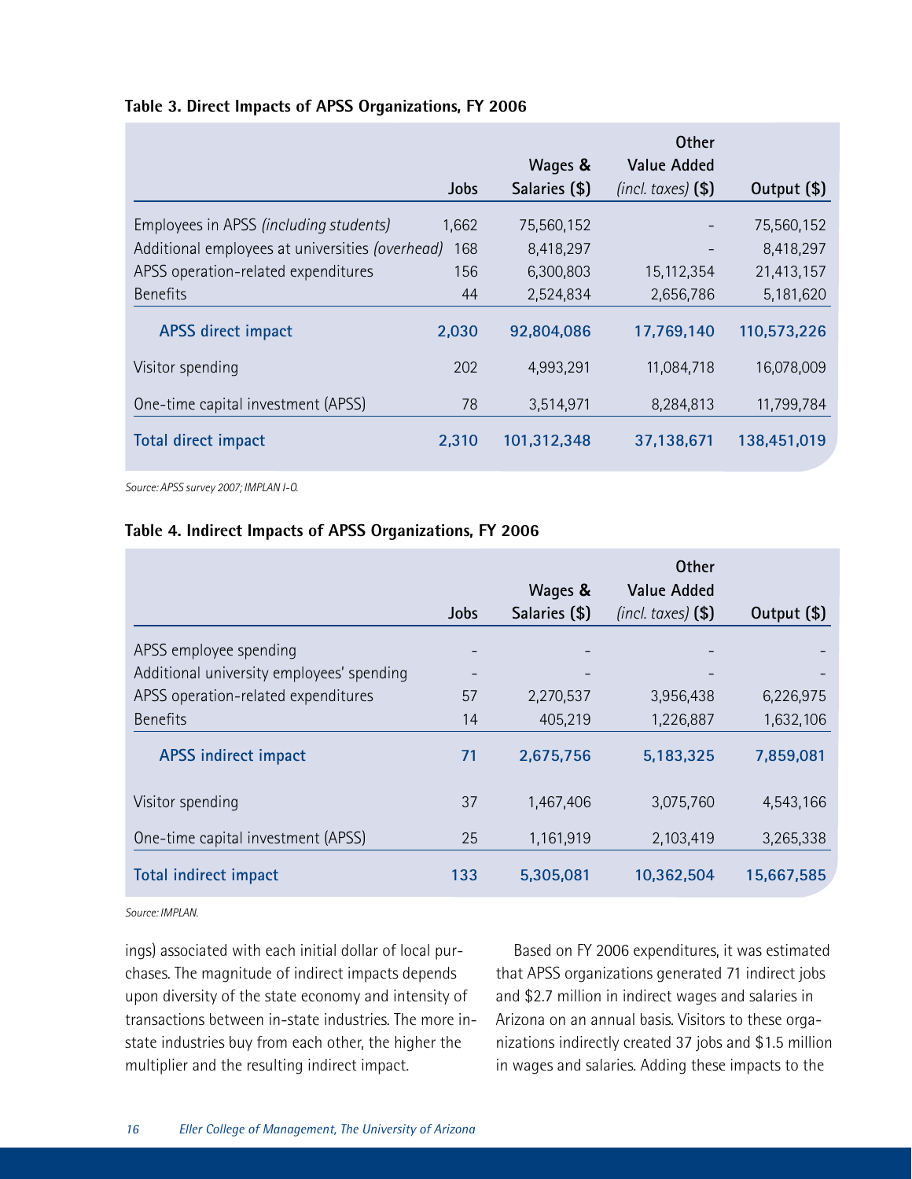**Table 3. Direct Impacts of APSS Organizations, FY 2006**

| | Jobs | Wages & Salaries ($) | Other Value Added *(incl. taxes)* ($) | Output ($) |
|---|---|---|---|---|
| Employees in APSS *(including students)* | 1,662 | 75,560,152 | - | 75,560,152 |
| Additional employees at universities *(overhead)* | 168 | 8,418,297 | - | 8,418,297 |
| APSS operation-related expenditures | 156 | 6,300,803 | 15,112,354 | 21,413,157 |
| Benefits | 44 | 2,524,834 | 2,656,786 | 5,181,620 |
| **APSS direct impact** | **2,030** | **92,804,086** | **17,769,140** | **110,573,226** |
| Visitor spending | 202 | 4,993,291 | 11,084,718 | 16,078,009 |
| One-time capital investment (APSS) | 78 | 3,514,971 | 8,284,813 | 11,799,784 |
| **Total direct impact** | **2,310** | **101,312,348** | **37,138,671** | **138,451,019** |

*Source: APSS survey 2007; IMPLAN I-O.*

**Table 4. Indirect Impacts of APSS Organizations, FY 2006**

| | Jobs | Wages & Salaries ($) | Other Value Added *(incl. taxes)* ($) | Output ($) |
|---|---|---|---|---|
| APSS employee spending | - | - | - | - |
| Additional university employees' spending | - | - | - | - |
| APSS operation-related expenditures | 57 | 2,270,537 | 3,956,438 | 6,226,975 |
| Benefits | 14 | 405,219 | 1,226,887 | 1,632,106 |
| **APSS indirect impact** | **71** | **2,675,756** | **5,183,325** | **7,859,081** |
| Visitor spending | 37 | 1,467,406 | 3,075,760 | 4,543,166 |
| One-time capital investment (APSS) | 25 | 1,161,919 | 2,103,419 | 3,265,338 |
| **Total indirect impact** | **133** | **5,305,081** | **10,362,504** | **15,667,585** |

*Source: IMPLAN.*

ings) associated with each initial dollar of local purchases. The magnitude of indirect impacts depends upon diversity of the state economy and intensity of transactions between in-state industries. The more in-state industries buy from each other, the higher the multiplier and the resulting indirect impact.

Based on FY 2006 expenditures, it was estimated that APSS organizations generated 71 indirect jobs and $2.7 million in indirect wages and salaries in Arizona on an annual basis. Visitors to these organizations indirectly created 37 jobs and $1.5 million in wages and salaries. Adding these impacts to the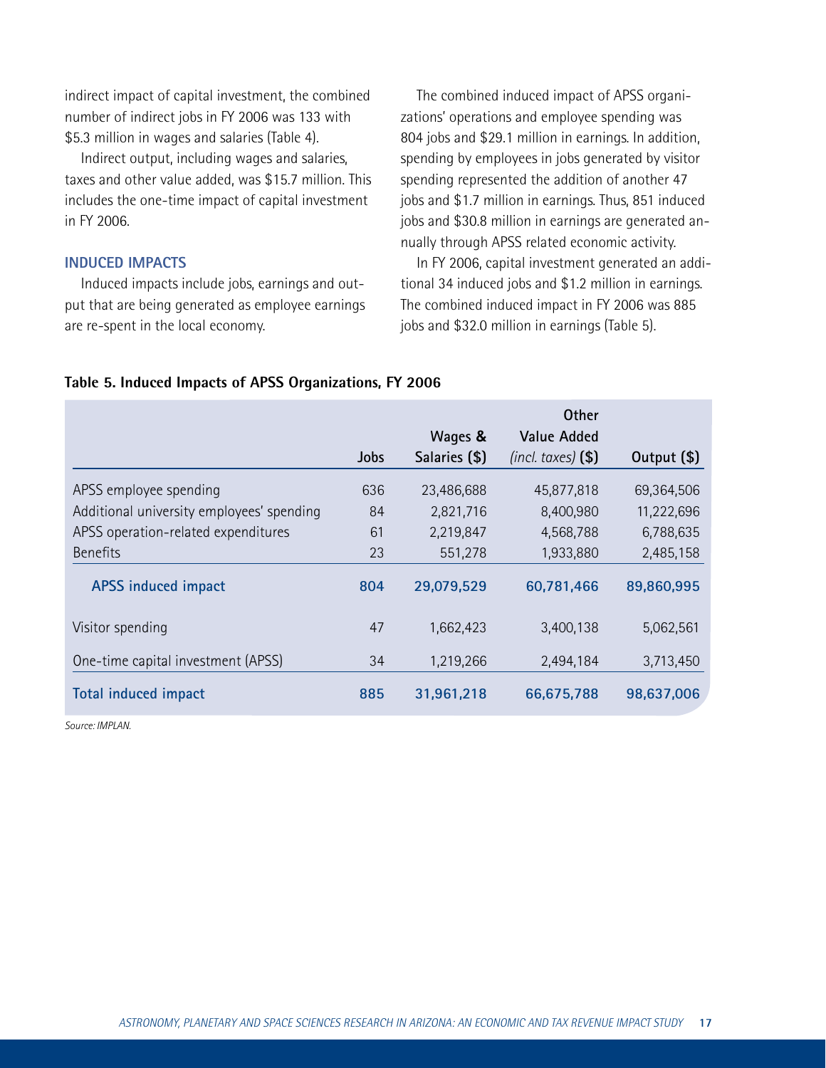indirect impact of capital investment, the combined number of indirect jobs in FY 2006 was 133 with $5.3 million in wages and salaries (Table 4).

Indirect output, including wages and salaries, taxes and other value added, was $15.7 million. This includes the one-time impact of capital investment in FY 2006.

### INDUCED IMPACTS

Induced impacts include jobs, earnings and output that are being generated as employee earnings are re-spent in the local economy.

The combined induced impact of APSS organizations' operations and employee spending was 804 jobs and $29.1 million in earnings. In addition, spending by employees in jobs generated by visitor spending represented the addition of another 47 jobs and $1.7 million in earnings. Thus, 851 induced jobs and $30.8 million in earnings are generated annually through APSS related economic activity.

In FY 2006, capital investment generated an additional 34 induced jobs and $1.2 million in earnings. The combined induced impact in FY 2006 was 885 jobs and $32.0 million in earnings (Table 5).

**Table 5. Induced Impacts of APSS Organizations, FY 2006**

| | Jobs | Wages & Salaries ($) | Other Value Added *(incl. taxes)* ($) | Output ($) |
|---|---|---|---|---|
| APSS employee spending | 636 | 23,486,688 | 45,877,818 | 69,364,506 |
| Additional university employees' spending | 84 | 2,821,716 | 8,400,980 | 11,222,696 |
| APSS operation-related expenditures | 61 | 2,219,847 | 4,568,788 | 6,788,635 |
| Benefits | 23 | 551,278 | 1,933,880 | 2,485,158 |
| **APSS induced impact** | **804** | **29,079,529** | **60,781,466** | **89,860,995** |
| Visitor spending | 47 | 1,662,423 | 3,400,138 | 5,062,561 |
| One-time capital investment (APSS) | 34 | 1,219,266 | 2,494,184 | 3,713,450 |
| **Total induced impact** | **885** | **31,961,218** | **66,675,788** | **98,637,006** |

*Source: IMPLAN.*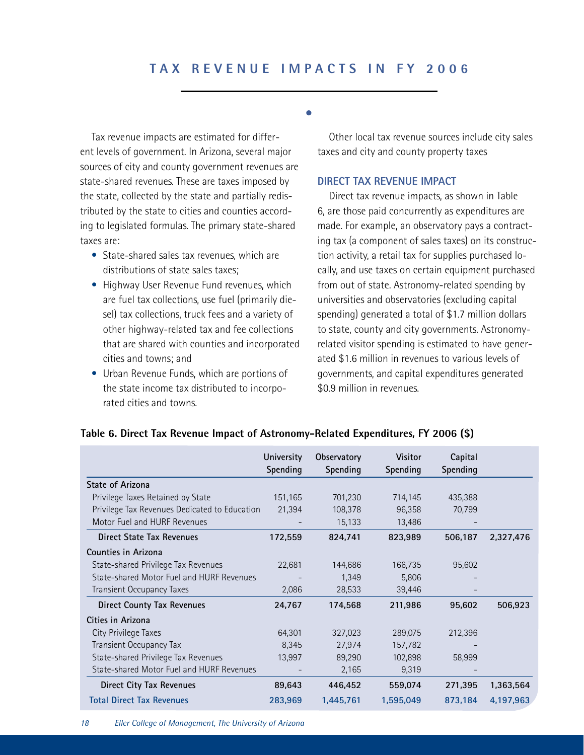# TAX REVENUE IMPACTS IN FY 2006

Tax revenue impacts are estimated for different levels of government. In Arizona, several major sources of city and county government revenues are state-shared revenues. These are taxes imposed by the state, collected by the state and partially redistributed by the state to cities and counties according to legislated formulas. The primary state-shared taxes are:

- State-shared sales tax revenues, which are distributions of state sales taxes;
- Highway User Revenue Fund revenues, which are fuel tax collections, use fuel (primarily diesel) tax collections, truck fees and a variety of other highway-related tax and fee collections that are shared with counties and incorporated cities and towns; and
- Urban Revenue Funds, which are portions of the state income tax distributed to incorporated cities and towns.

Other local tax revenue sources include city sales taxes and city and county property taxes

## DIRECT TAX REVENUE IMPACT

Direct tax revenue impacts, as shown in Table 6, are those paid concurrently as expenditures are made. For example, an observatory pays a contracting tax (a component of sales taxes) on its construction activity, a retail tax for supplies purchased locally, and use taxes on certain equipment purchased from out of state. Astronomy-related spending by universities and observatories (excluding capital spending) generated a total of $1.7 million dollars to state, county and city governments. Astronomy-related visitor spending is estimated to have generated $1.6 million in revenues to various levels of governments, and capital expenditures generated $0.9 million in revenues.

**Table 6. Direct Tax Revenue Impact of Astronomy-Related Expenditures, FY 2006 ($)**

| | University Spending | Observatory Spending | Visitor Spending | Capital Spending | |
|---|---|---|---|---|---|
| **State of Arizona** | | | | | |
| Privilege Taxes Retained by State | 151,165 | 701,230 | 714,145 | 435,388 | |
| Privilege Tax Revenues Dedicated to Education | 21,394 | 108,378 | 96,358 | 70,799 | |
| Motor Fuel and HURF Revenues | - | 15,133 | 13,486 | - | |
| **Direct State Tax Revenues** | **172,559** | **824,741** | **823,989** | **506,187** | **2,327,476** |
| **Counties in Arizona** | | | | | |
| State-shared Privilege Tax Revenues | 22,681 | 144,686 | 166,735 | 95,602 | |
| State-shared Motor Fuel and HURF Revenues | - | 1,349 | 5,806 | - | |
| Transient Occupancy Taxes | 2,086 | 28,533 | 39,446 | - | |
| **Direct County Tax Revenues** | **24,767** | **174,568** | **211,986** | **95,602** | **506,923** |
| **Cities in Arizona** | | | | | |
| City Privilege Taxes | 64,301 | 327,023 | 289,075 | 212,396 | |
| Transient Occupancy Tax | 8,345 | 27,974 | 157,782 | - | |
| State-shared Privilege Tax Revenues | 13,997 | 89,290 | 102,898 | 58,999 | |
| State-shared Motor Fuel and HURF Revenues | - | 2,165 | 9,319 | - | |
| **Direct City Tax Revenues** | **89,643** | **446,452** | **559,074** | **271,395** | **1,363,564** |
| **Total Direct Tax Revenues** | **283,969** | **1,445,761** | **1,595,049** | **873,184** | **4,197,963** |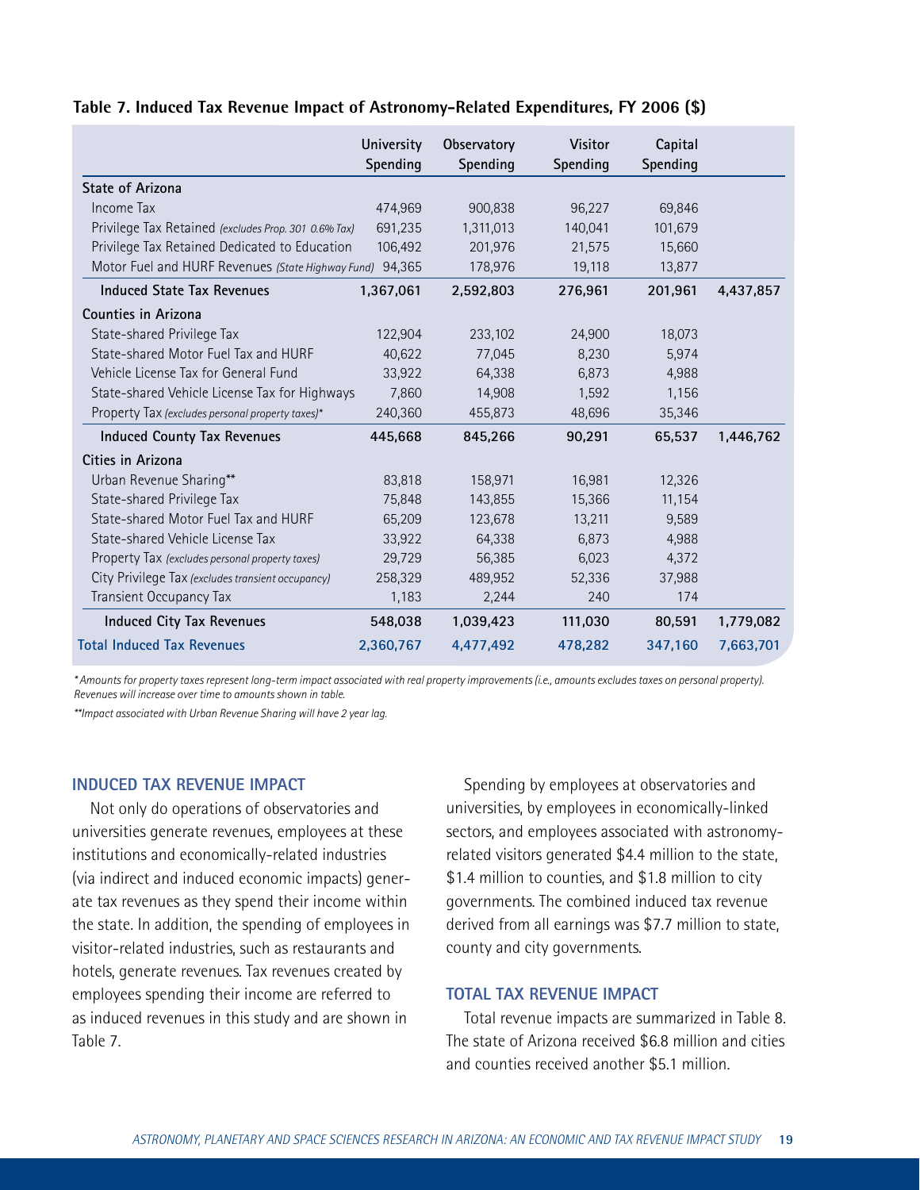**Table 7. Induced Tax Revenue Impact of Astronomy-Related Expenditures, FY 2006 ($)**

| | University Spending | Observatory Spending | Visitor Spending | Capital Spending | |
|---|---|---|---|---|---|
| **State of Arizona** | | | | | |
| Income Tax | 474,969 | 900,838 | 96,227 | 69,846 | |
| Privilege Tax Retained *(excludes Prop. 301 0.6% Tax)* | 691,235 | 1,311,013 | 140,041 | 101,679 | |
| Privilege Tax Retained Dedicated to Education | 106,492 | 201,976 | 21,575 | 15,660 | |
| Motor Fuel and HURF Revenues *(State Highway Fund)* | 94,365 | 178,976 | 19,118 | 13,877 | |
| **Induced State Tax Revenues** | **1,367,061** | **2,592,803** | **276,961** | **201,961** | **4,437,857** |
| **Counties in Arizona** | | | | | |
| State-shared Privilege Tax | 122,904 | 233,102 | 24,900 | 18,073 | |
| State-shared Motor Fuel Tax and HURF | 40,622 | 77,045 | 8,230 | 5,974 | |
| Vehicle License Tax for General Fund | 33,922 | 64,338 | 6,873 | 4,988 | |
| State-shared Vehicle License Tax for Highways | 7,860 | 14,908 | 1,592 | 1,156 | |
| Property Tax *(excludes personal property taxes)** | 240,360 | 455,873 | 48,696 | 35,346 | |
| **Induced County Tax Revenues** | **445,668** | **845,266** | **90,291** | **65,537** | **1,446,762** |
| **Cities in Arizona** | | | | | |
| Urban Revenue Sharing** | 83,818 | 158,971 | 16,981 | 12,326 | |
| State-shared Privilege Tax | 75,848 | 143,855 | 15,366 | 11,154 | |
| State-shared Motor Fuel Tax and HURF | 65,209 | 123,678 | 13,211 | 9,589 | |
| State-shared Vehicle License Tax | 33,922 | 64,338 | 6,873 | 4,988 | |
| Property Tax *(excludes personal property taxes)* | 29,729 | 56,385 | 6,023 | 4,372 | |
| City Privilege Tax *(excludes transient occupancy)* | 258,329 | 489,952 | 52,336 | 37,988 | |
| Transient Occupancy Tax | 1,183 | 2,244 | 240 | 174 | |
| **Induced City Tax Revenues** | **548,038** | **1,039,423** | **111,030** | **80,591** | **1,779,082** |
| **Total Induced Tax Revenues** | **2,360,767** | **4,477,492** | **478,282** | **347,160** | **7,663,701** |

*\* Amounts for property taxes represent long-term impact associated with real property improvements (i.e., amounts excludes taxes on personal property). Revenues will increase over time to amounts shown in table.*

*\*\*Impact associated with Urban Revenue Sharing will have 2 year lag.*

## INDUCED TAX REVENUE IMPACT

Not only do operations of observatories and universities generate revenues, employees at these institutions and economically-related industries (via indirect and induced economic impacts) generate tax revenues as they spend their income within the state. In addition, the spending of employees in visitor-related industries, such as restaurants and hotels, generate revenues. Tax revenues created by employees spending their income are referred to as induced revenues in this study and are shown in Table 7.

Spending by employees at observatories and universities, by employees in economically-linked sectors, and employees associated with astronomy-related visitors generated $4.4 million to the state, $1.4 million to counties, and $1.8 million to city governments. The combined induced tax revenue derived from all earnings was $7.7 million to state, county and city governments.

## TOTAL TAX REVENUE IMPACT

Total revenue impacts are summarized in Table 8. The state of Arizona received $6.8 million and cities and counties received another $5.1 million.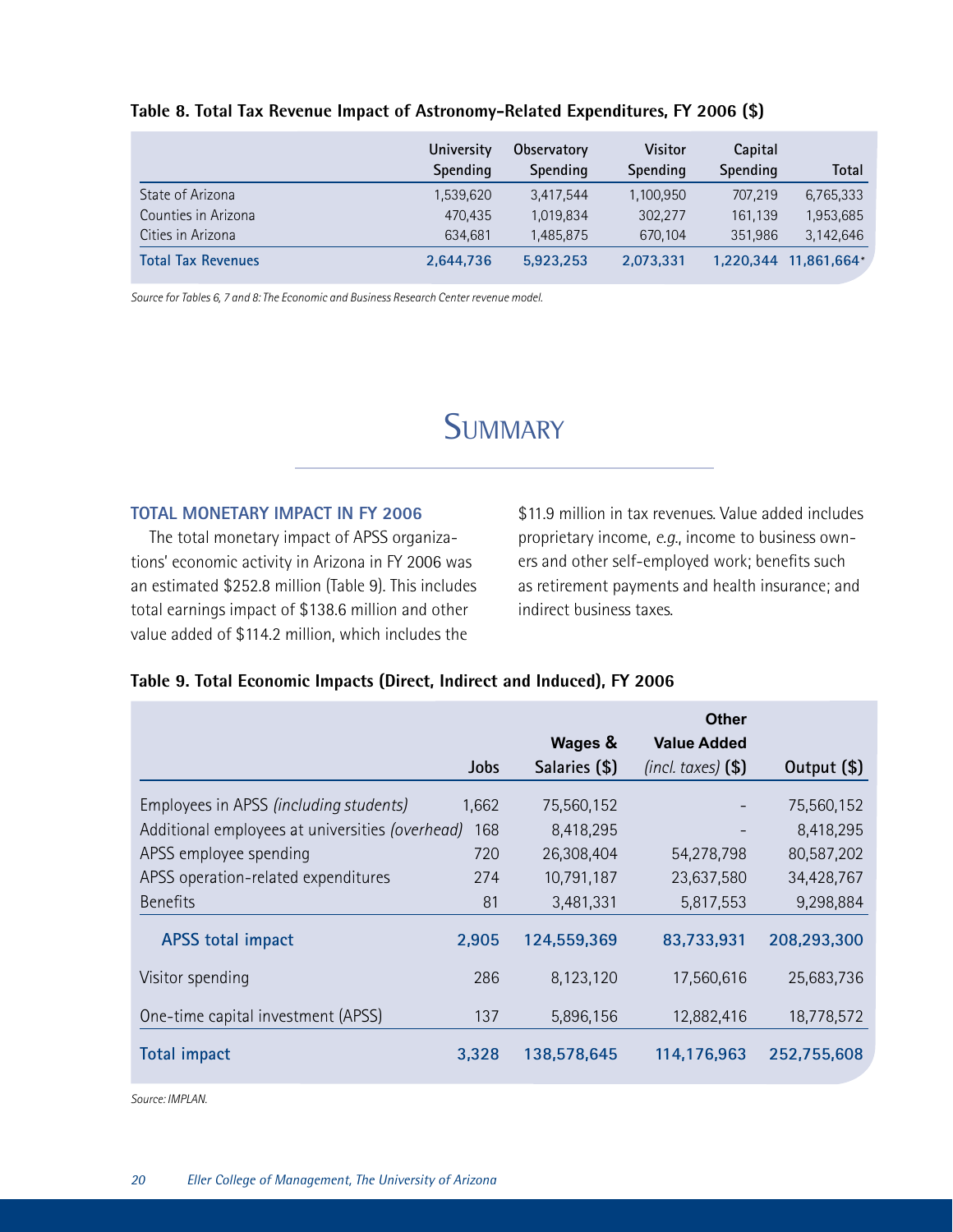**Table 8. Total Tax Revenue Impact of Astronomy-Related Expenditures, FY 2006 ($)**

| | University Spending | Observatory Spending | Visitor Spending | Capital Spending | Total |
|---|---|---|---|---|---|
| State of Arizona | 1,539,620 | 3,417,544 | 1,100,950 | 707,219 | 6,765,333 |
| Counties in Arizona | 470,435 | 1,019,834 | 302,277 | 161,139 | 1,953,685 |
| Cities in Arizona | 634,681 | 1,485,875 | 670,104 | 351,986 | 3,142,646 |
| **Total Tax Revenues** | **2,644,736** | **5,923,253** | **2,073,331** | **1,220,344** | **11,861,664*** |

*Source for Tables 6, 7 and 8: The Economic and Business Research Center revenue model.*

# Summary

### TOTAL MONETARY IMPACT IN FY 2006

The total monetary impact of APSS organizations' economic activity in Arizona in FY 2006 was an estimated $252.8 million (Table 9). This includes total earnings impact of $138.6 million and other value added of $114.2 million, which includes the $11.9 million in tax revenues. Value added includes proprietary income, *e.g.*, income to business owners and other self-employed work; benefits such as retirement payments and health insurance; and indirect business taxes.

**Table 9. Total Economic Impacts (Direct, Indirect and Induced), FY 2006**

| | Jobs | Wages & Salaries ($) | Other Value Added *(incl. taxes)* ($) | Output ($) |
|---|---|---|---|---|
| Employees in APSS *(including students)* | 1,662 | 75,560,152 | - | 75,560,152 |
| Additional employees at universities *(overhead)* | 168 | 8,418,295 | - | 8,418,295 |
| APSS employee spending | 720 | 26,308,404 | 54,278,798 | 80,587,202 |
| APSS operation-related expenditures | 274 | 10,791,187 | 23,637,580 | 34,428,767 |
| Benefits | 81 | 3,481,331 | 5,817,553 | 9,298,884 |
| **APSS total impact** | **2,905** | **124,559,369** | **83,733,931** | **208,293,300** |
| Visitor spending | 286 | 8,123,120 | 17,560,616 | 25,683,736 |
| One-time capital investment (APSS) | 137 | 5,896,156 | 12,882,416 | 18,778,572 |
| **Total impact** | **3,328** | **138,578,645** | **114,176,963** | **252,755,608** |

*Source: IMPLAN.*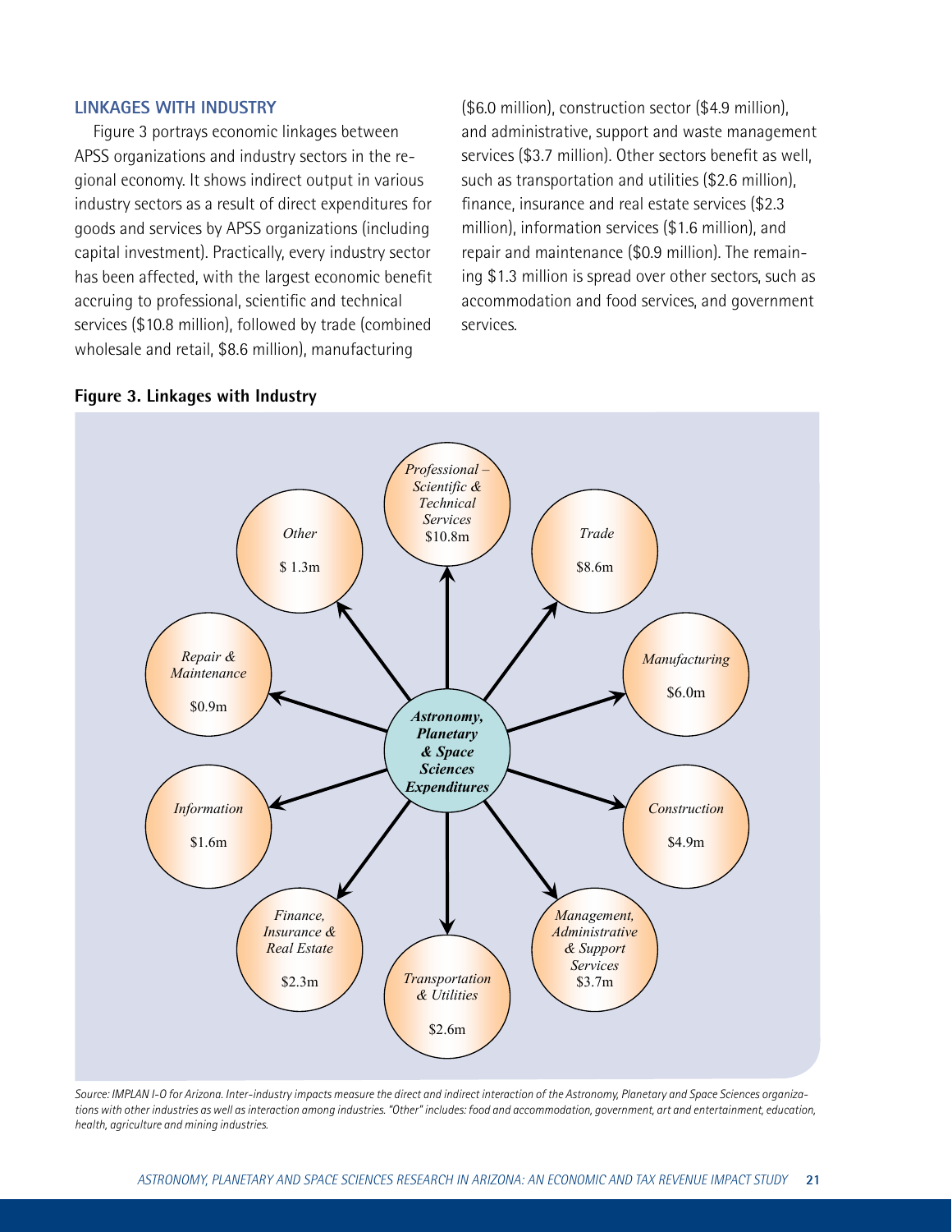## LINKAGES WITH INDUSTRY

Figure 3 portrays economic linkages between APSS organizations and industry sectors in the regional economy. It shows indirect output in various industry sectors as a result of direct expenditures for goods and services by APSS organizations (including capital investment). Practically, every industry sector has been affected, with the largest economic benefit accruing to professional, scientific and technical services ($10.8 million), followed by trade (combined wholesale and retail, $8.6 million), manufacturing ($6.0 million), construction sector ($4.9 million), and administrative, support and waste management services ($3.7 million). Other sectors benefit as well, such as transportation and utilities ($2.6 million), finance, insurance and real estate services ($2.3 million), information services ($1.6 million), and repair and maintenance ($0.9 million). The remaining $1.3 million is spread over other sectors, such as accommodation and food services, and government services.

**Figure 3. Linkages with Industry**

| Sector (from Astronomy, Planetary & Space Sciences Expenditures) | Amount |
|---|---|
| Professional – Scientific & Technical Services | $10.8m |
| Trade | $8.6m |
| Manufacturing | $6.0m |
| Construction | $4.9m |
| Management, Administrative & Support Services | $3.7m |
| Transportation & Utilities | $2.6m |
| Finance, Insurance & Real Estate | $2.3m |
| Information | $1.6m |
| Repair & Maintenance | $0.9m |
| Other | $ 1.3m |

*Source: IMPLAN I-O for Arizona. Inter-industry impacts measure the direct and indirect interaction of the Astronomy, Planetary and Space Sciences organizations with other industries as well as interaction among industries. "Other" includes: food and accommodation, government, art and entertainment, education, health, agriculture and mining industries.*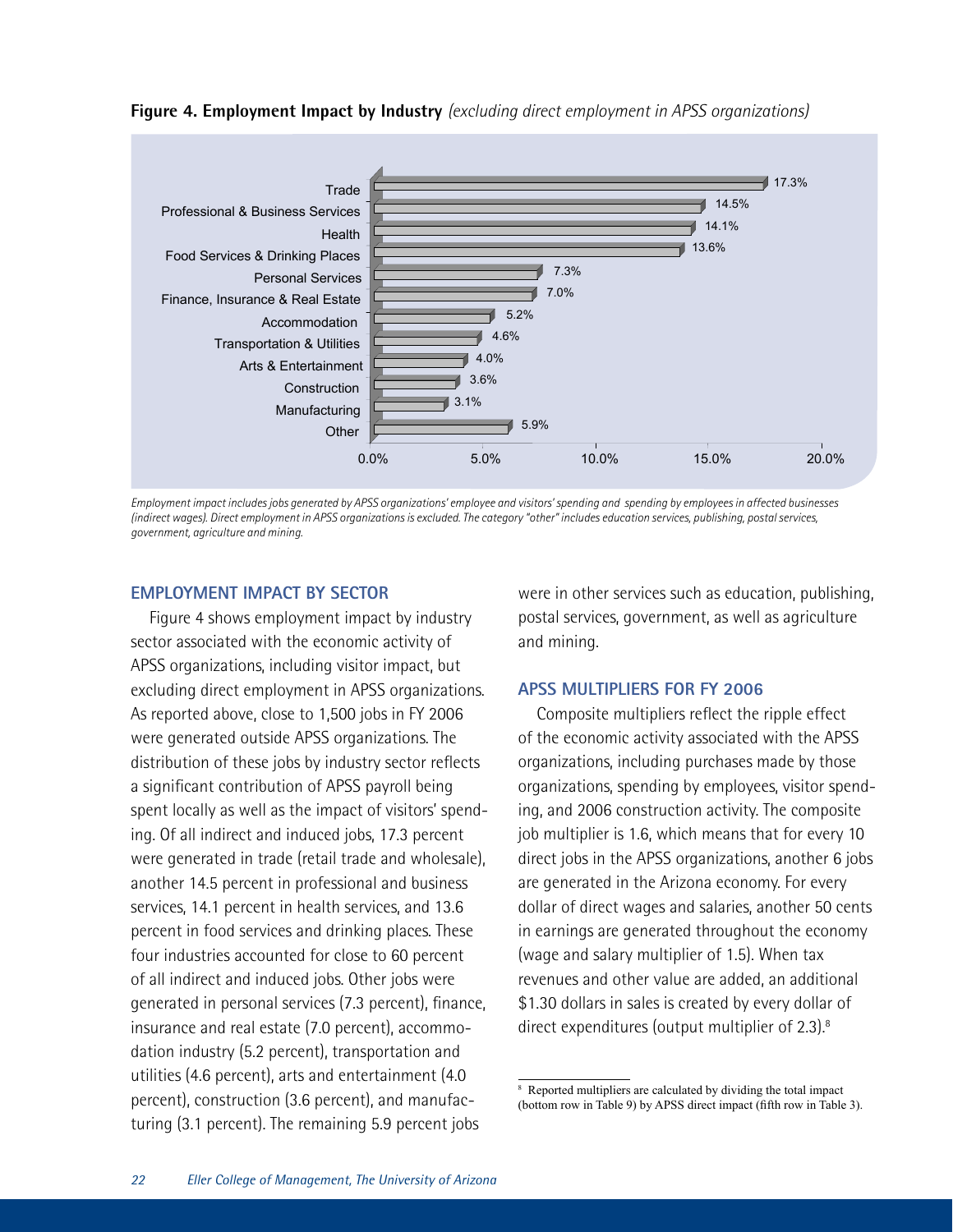**Figure 4. Employment Impact by Industry** *(excluding direct employment in APSS organizations)*

| Industry | Percent |
|---|---|
| Trade | 17.3% |
| Professional & Business Services | 14.5% |
| Health | 14.1% |
| Food Services & Drinking Places | 13.6% |
| Personal Services | 7.3% |
| Finance, Insurance & Real Estate | 7.0% |
| Accommodation | 5.2% |
| Transportation & Utilities | 4.6% |
| Arts & Entertainment | 4.0% |
| Construction | 3.6% |
| Manufacturing | 3.1% |
| Other | 5.9% |

*Employment impact includes jobs generated by APSS organizations' employee and visitors' spending and spending by employees in affected businesses (indirect wages). Direct employment in APSS organizations is excluded. The category "other" includes education services, publishing, postal services, government, agriculture and mining.*

## EMPLOYMENT IMPACT BY SECTOR

Figure 4 shows employment impact by industry sector associated with the economic activity of APSS organizations, including visitor impact, but excluding direct employment in APSS organizations. As reported above, close to 1,500 jobs in FY 2006 were generated outside APSS organizations. The distribution of these jobs by industry sector reflects a significant contribution of APSS payroll being spent locally as well as the impact of visitors' spending. Of all indirect and induced jobs, 17.3 percent were generated in trade (retail trade and wholesale), another 14.5 percent in professional and business services, 14.1 percent in health services, and 13.6 percent in food services and drinking places. These four industries accounted for close to 60 percent of all indirect and induced jobs. Other jobs were generated in personal services (7.3 percent), finance, insurance and real estate (7.0 percent), accommodation industry (5.2 percent), transportation and utilities (4.6 percent), arts and entertainment (4.0 percent), construction (3.6 percent), and manufacturing (3.1 percent). The remaining 5.9 percent jobs were in other services such as education, publishing, postal services, government, as well as agriculture and mining.

## APSS MULTIPLIERS FOR FY 2006

Composite multipliers reflect the ripple effect of the economic activity associated with the APSS organizations, including purchases made by those organizations, spending by employees, visitor spending, and 2006 construction activity. The composite job multiplier is 1.6, which means that for every 10 direct jobs in the APSS organizations, another 6 jobs are generated in the Arizona economy. For every dollar of direct wages and salaries, another 50 cents in earnings are generated throughout the economy (wage and salary multiplier of 1.5). When tax revenues and other value are added, an additional $1.30 dollars in sales is created by every dollar of direct expenditures (output multiplier of 2.3).[8]

[8] Reported multipliers are calculated by dividing the total impact (bottom row in Table 9) by APSS direct impact (fifth row in Table 3).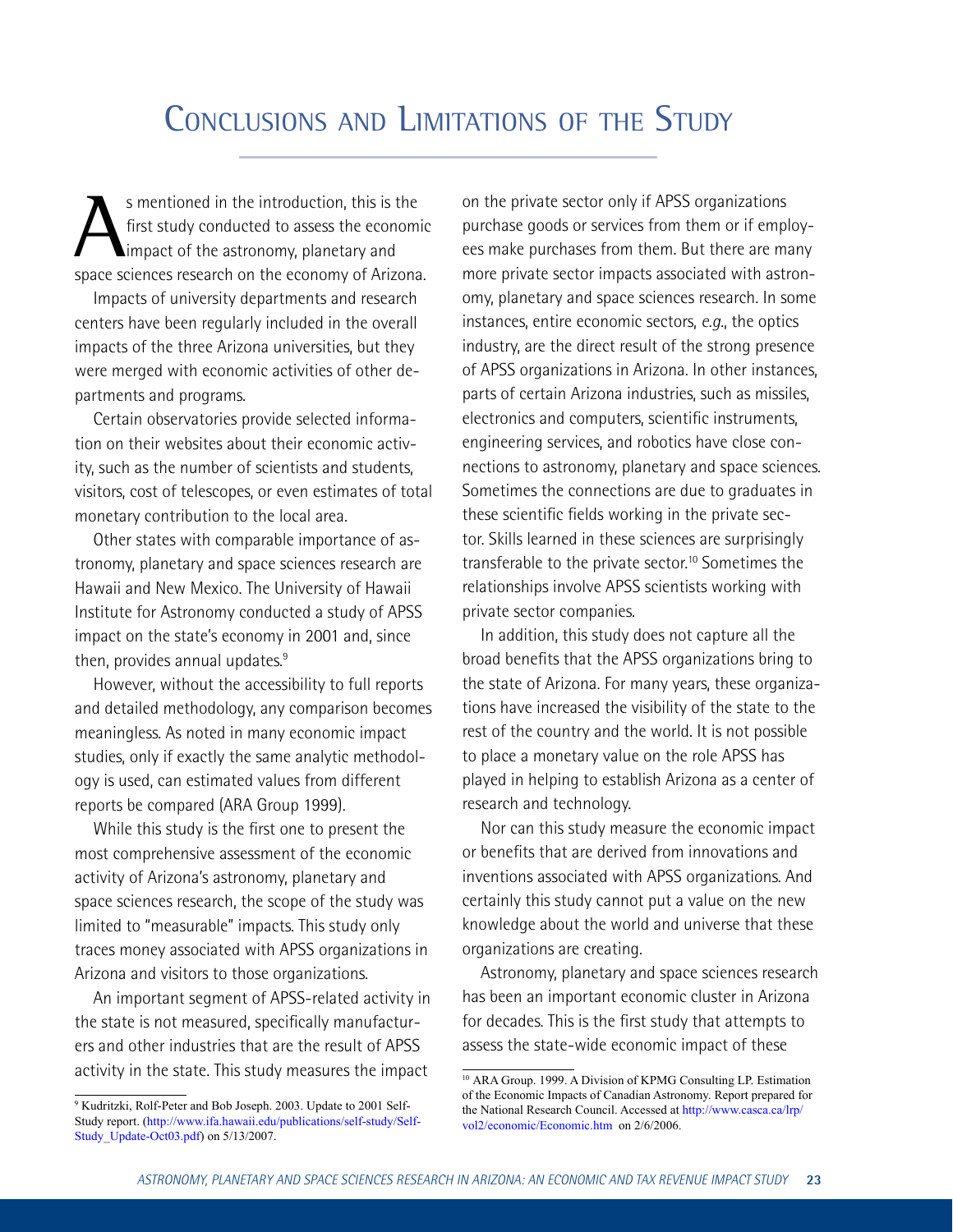# Conclusions and Limitations of the Study

As mentioned in the introduction, this is the first study conducted to assess the economic impact of the astronomy, planetary and space sciences research on the economy of Arizona.

Impacts of university departments and research centers have been regularly included in the overall impacts of the three Arizona universities, but they were merged with economic activities of other departments and programs.

Certain observatories provide selected information on their websites about their economic activity, such as the number of scientists and students, visitors, cost of telescopes, or even estimates of total monetary contribution to the local area.

Other states with comparable importance of astronomy, planetary and space sciences research are Hawaii and New Mexico. The University of Hawaii Institute for Astronomy conducted a study of APSS impact on the state's economy in 2001 and, since then, provides annual updates.[9]

However, without the accessibility to full reports and detailed methodology, any comparison becomes meaningless. As noted in many economic impact studies, only if exactly the same analytic methodology is used, can estimated values from different reports be compared (ARA Group 1999).

While this study is the first one to present the most comprehensive assessment of the economic activity of Arizona's astronomy, planetary and space sciences research, the scope of the study was limited to "measurable" impacts. This study only traces money associated with APSS organizations in Arizona and visitors to those organizations.

An important segment of APSS-related activity in the state is not measured, specifically manufacturers and other industries that are the result of APSS activity in the state. This study measures the impact on the private sector only if APSS organizations purchase goods or services from them or if employees make purchases from them. But there are many more private sector impacts associated with astronomy, planetary and space sciences research. In some instances, entire economic sectors, *e.g.*, the optics industry, are the direct result of the strong presence of APSS organizations in Arizona. In other instances, parts of certain Arizona industries, such as missiles, electronics and computers, scientific instruments, engineering services, and robotics have close connections to astronomy, planetary and space sciences. Sometimes the connections are due to graduates in these scientific fields working in the private sector. Skills learned in these sciences are surprisingly transferable to the private sector.[10] Sometimes the relationships involve APSS scientists working with private sector companies.

In addition, this study does not capture all the broad benefits that the APSS organizations bring to the state of Arizona. For many years, these organizations have increased the visibility of the state to the rest of the country and the world. It is not possible to place a monetary value on the role APSS has played in helping to establish Arizona as a center of research and technology.

Nor can this study measure the economic impact or benefits that are derived from innovations and inventions associated with APSS organizations. And certainly this study cannot put a value on the new knowledge about the world and universe that these organizations are creating.

Astronomy, planetary and space sciences research has been an important economic cluster in Arizona for decades. This is the first study that attempts to assess the state-wide economic impact of these

---

[9] Kudritzki, Rolf-Peter and Bob Joseph. 2003. Update to 2001 Self-Study report. (http://www.ifa.hawaii.edu/publications/self-study/Self-Study_Update-Oct03.pdf) on 5/13/2007.

[10] ARA Group. 1999. A Division of KPMG Consulting LP. Estimation of the Economic Impacts of Canadian Astronomy. Report prepared for the National Research Council. Accessed at http://www.casca.ca/lrp/vol2/economic/Economic.htm on 2/6/2006.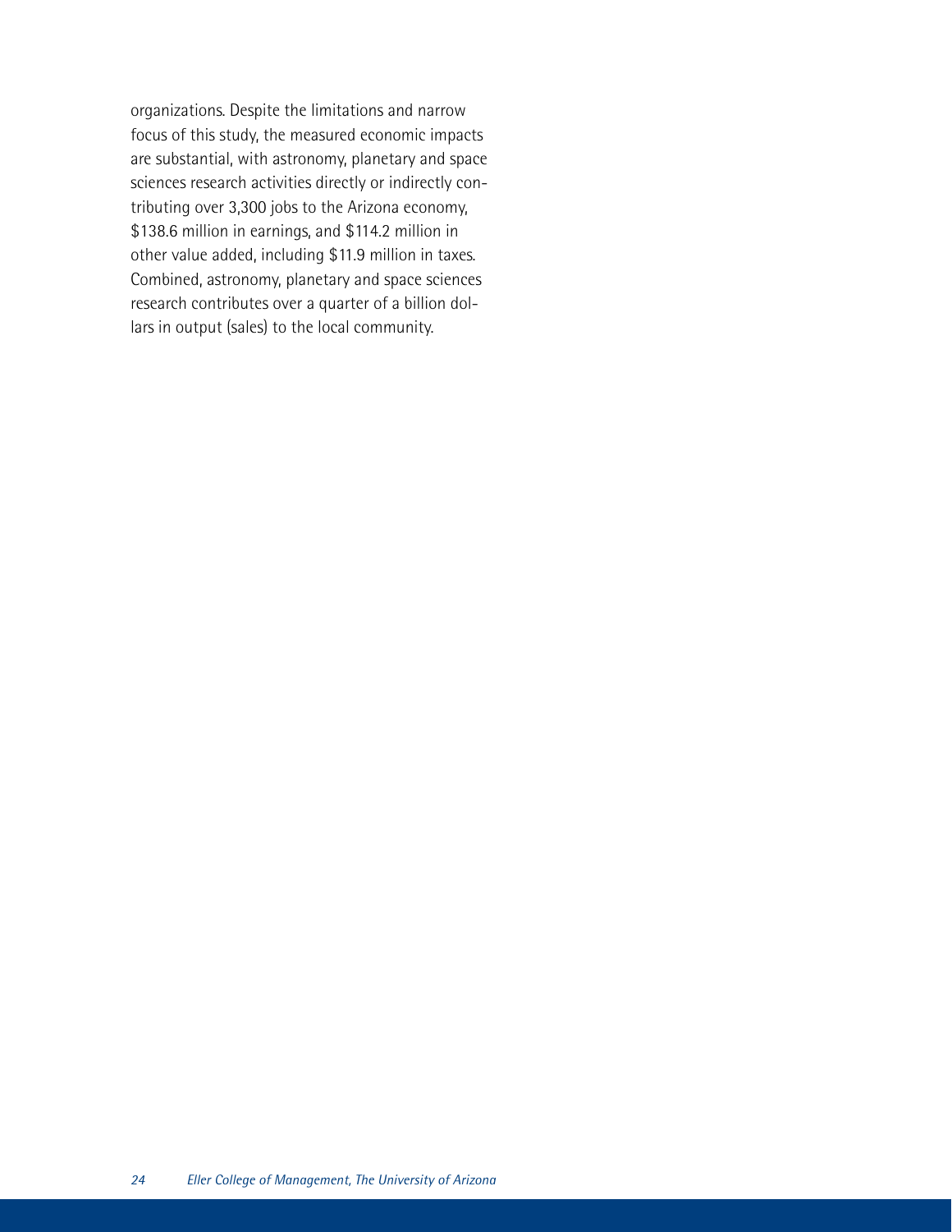organizations. Despite the limitations and narrow focus of this study, the measured economic impacts are substantial, with astronomy, planetary and space sciences research activities directly or indirectly contributing over 3,300 jobs to the Arizona economy, $138.6 million in earnings, and $114.2 million in other value added, including $11.9 million in taxes. Combined, astronomy, planetary and space sciences research contributes over a quarter of a billion dollars in output (sales) to the local community.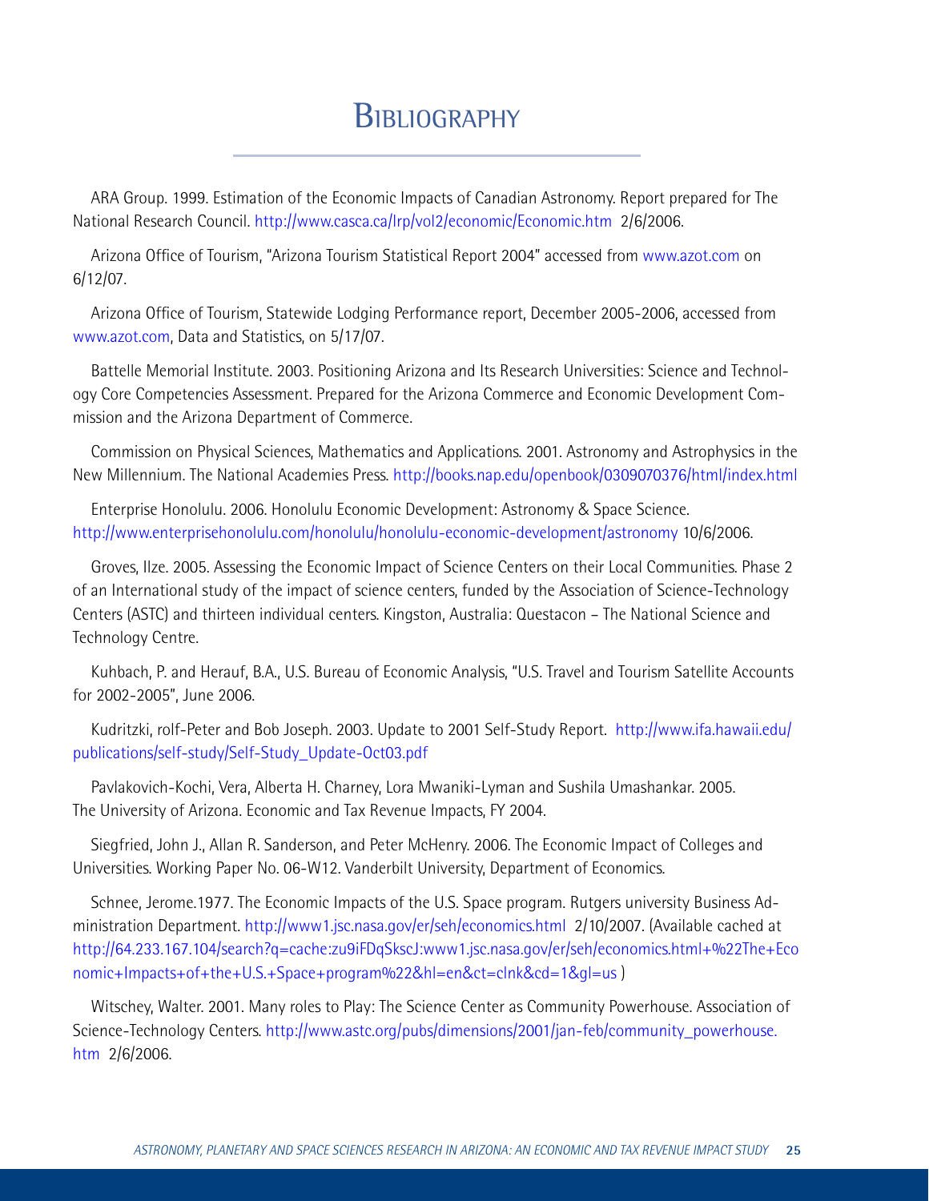# Bibliography

ARA Group. 1999. Estimation of the Economic Impacts of Canadian Astronomy. Report prepared for The National Research Council. http://www.casca.ca/lrp/vol2/economic/Economic.htm 2/6/2006.

Arizona Office of Tourism, "Arizona Tourism Statistical Report 2004" accessed from www.azot.com on 6/12/07.

Arizona Office of Tourism, Statewide Lodging Performance report, December 2005-2006, accessed from www.azot.com, Data and Statistics, on 5/17/07.

Battelle Memorial Institute. 2003. Positioning Arizona and Its Research Universities: Science and Technology Core Competencies Assessment. Prepared for the Arizona Commerce and Economic Development Commission and the Arizona Department of Commerce.

Commission on Physical Sciences, Mathematics and Applications. 2001. Astronomy and Astrophysics in the New Millennium. The National Academies Press. http://books.nap.edu/openbook/0309070376/html/index.html

Enterprise Honolulu. 2006. Honolulu Economic Development: Astronomy & Space Science. http://www.enterprisehonolulu.com/honolulu/honolulu-economic-development/astronomy 10/6/2006.

Groves, Ilze. 2005. Assessing the Economic Impact of Science Centers on their Local Communities. Phase 2 of an International study of the impact of science centers, funded by the Association of Science-Technology Centers (ASTC) and thirteen individual centers. Kingston, Australia: Questacon – The National Science and Technology Centre.

Kuhbach, P. and Herauf, B.A., U.S. Bureau of Economic Analysis, "U.S. Travel and Tourism Satellite Accounts for 2002-2005", June 2006.

Kudritzki, rolf-Peter and Bob Joseph. 2003. Update to 2001 Self-Study Report. http://www.ifa.hawaii.edu/publications/self-study/Self-Study_Update-Oct03.pdf

Pavlakovich-Kochi, Vera, Alberta H. Charney, Lora Mwaniki-Lyman and Sushila Umashankar. 2005. The University of Arizona. Economic and Tax Revenue Impacts, FY 2004.

Siegfried, John J., Allan R. Sanderson, and Peter McHenry. 2006. The Economic Impact of Colleges and Universities. Working Paper No. 06-W12. Vanderbilt University, Department of Economics.

Schnee, Jerome.1977. The Economic Impacts of the U.S. Space program. Rutgers university Business Administration Department. http://www1.jsc.nasa.gov/er/seh/economics.html 2/10/2007. (Available cached at http://64.233.167.104/search?q=cache:zu9iFDqSkscJ:www1.jsc.nasa.gov/er/seh/economics.html+%22The+Economic+Impacts+of+the+U.S.+Space+program%22&hl=en&ct=clnk&cd=1&gl=us )

Witschey, Walter. 2001. Many roles to Play: The Science Center as Community Powerhouse. Association of Science-Technology Centers. http://www.astc.org/pubs/dimensions/2001/jan-feb/community_powerhouse.htm 2/6/2006.